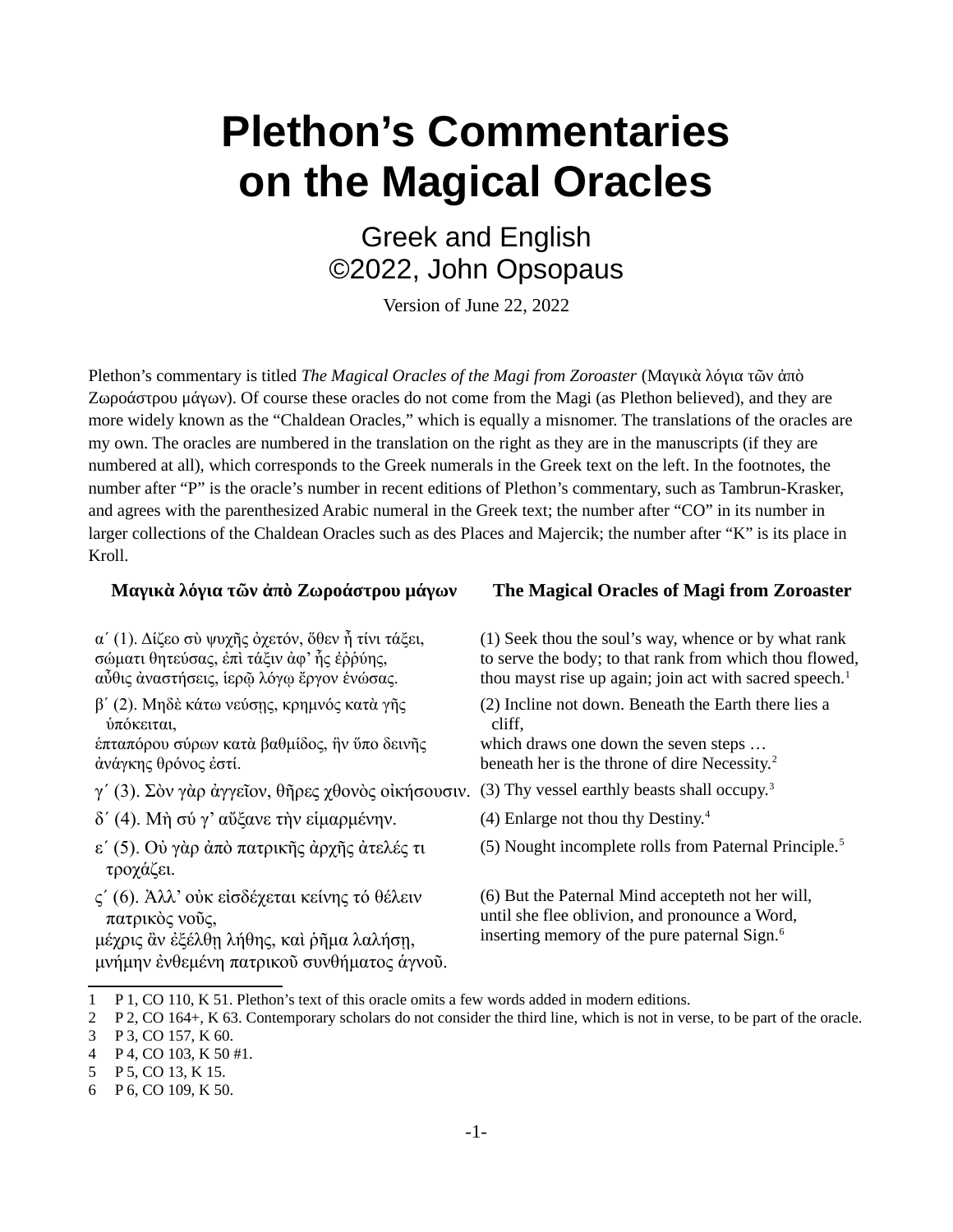# Plethon's Commentaries on the Magical Oracles

Greek and English
©2022, John Opsopaus

Version of June 22, 2022

Plethon's commentary is titled *The Magical Oracles of the Magi from Zoroaster* (Μαγικὰ λόγια τῶν ἀπὸ Ζωροάστρου μάγων). Of course these oracles do not come from the Magi (as Plethon believed), and they are more widely known as the "Chaldean Oracles," which is equally a misnomer. The translations of the oracles are my own. The oracles are numbered in the translation on the right as they are in the manuscripts (if they are numbered at all), which corresponds to the Greek numerals in the Greek text on the left. In the footnotes, the number after "P" is the oracle's number in recent editions of Plethon's commentary, such as Tambrun-Krasker, and agrees with the parenthesized Arabic numeral in the Greek text; the number after "CO" in its number in larger collections of the Chaldean Oracles such as des Places and Majercik; the number after "K" is its place in Kroll.

| Μαγικὰ λόγια τῶν ἀπὸ Ζωροάστρου μάγων | The Magical Oracles of Magi from Zoroaster |
|---|---|
| α´ (1). Δίζεο σὺ ψυχῆς ὀχετόν, ὅθεν ἢ τίνι τάξει, σώματι θητεύσας, ἐπὶ τάξιν ἀφ' ἧς ἐῤῥύης, αὖθις ἀναστήσεις, ἱερῷ λόγῳ ἔργον ἑνώσας. | (1) Seek thou the soul's way, whence or by what rank to serve the body; to that rank from which thou flowed, thou mayst rise up again; join act with sacred speech.[1] |
| β´ (2). Μηδὲ κάτω νεύσῃς, κρημνὸς κατὰ γῆς ὑπόκειται, ἑπταπόρου σύρων κατὰ βαθμίδος, ἣν ὕπο δεινῆς ἀνάγκης θρόνος ἐστί. | (2) Incline not down. Beneath the Earth there lies a cliff, which draws one down the seven steps … beneath her is the throne of dire Necessity.[2] |
| γ´ (3). Σὸν γὰρ ἀγγεῖον, θῆρες χθονὸς οἰκήσουσιν. | (3) Thy vessel earthly beasts shall occupy.[3] |
| δ´ (4). Μὴ σύ γ' αὔξανε τὴν εἱμαρμένην. | (4) Enlarge not thou thy Destiny.[4] |
| ε´ (5). Οὐ γὰρ ἀπὸ πατρικῆς ἀρχῆς ἀτελές τι τροχάζει. | (5) Nought incomplete rolls from Paternal Principle.[5] |
| ϛ´ (6). Ἀλλ' οὐκ εἰσδέχεται κείνης τό θέλειν πατρικὸς νοῦς, μέχρις ἂν ἐξέλθῃ λήθης, καὶ ῥῆμα λαλήσῃ, μνήμην ἐνθεμένη πατρικοῦ συνθήματος ἁγνοῦ. | (6) But the Paternal Mind accepteth not her will, until she flee oblivion, and pronounce a Word, inserting memory of the pure paternal Sign.[6] |

1 P 1, CO 110, K 51. Plethon's text of this oracle omits a few words added in modern editions.
2 P 2, CO 164+, K 63. Contemporary scholars do not consider the third line, which is not in verse, to be part of the oracle.
3 P 3, CO 157, K 60.
4 P 4, CO 103, K 50 #1.
5 P 5, CO 13, K 15.
6 P 6, CO 109, K 50.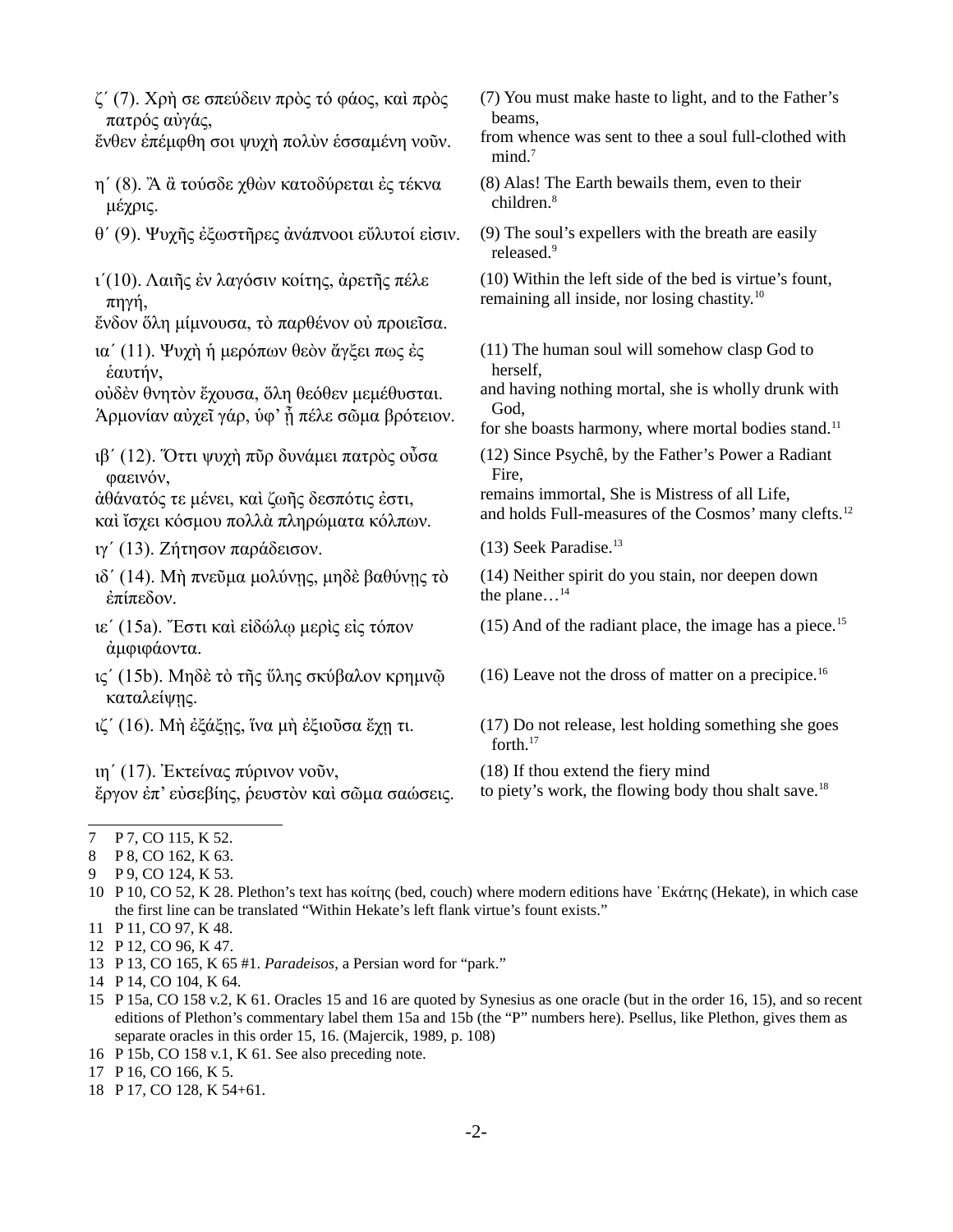| | |
|---|---|
| ζ´ (7). Χρὴ σε σπεύδειν πρὸς τό φάος, καὶ πρὸς πατρός αὐγάς,<br>ἔνθεν ἐπέμφθη σοι ψυχὴ πολὺν ἑσσαμένη νοῦν. | (7) You must make haste to light, and to the Father's beams,<br>from whence was sent to thee a soul full-clothed with mind.[7] |
| η´ (8). Ἂ ἂ τούσδε χθὼν κατοδύρεται ἐς τέκνα μέχρις. | (8) Alas! The Earth bewails them, even to their children.[8] |
| θ´ (9). Ψυχῆς ἐξωστῆρες ἀνάπνοοι εὔλυτοί εἰσιν. | (9) The soul's expellers with the breath are easily released.[9] |
| ι´(10). Λαιῆς ἐν λαγόσιν κοίτης, ἀρετῆς πέλε πηγή,<br>ἔνδον ὅλη μίμνουσα, τὸ παρθένον οὐ προιεῖσα. | (10) Within the left side of the bed is virtue's fount,<br>remaining all inside, nor losing chastity.[10] |
| ια´ (11). Ψυχὴ ἡ μερόπων θεὸν ἄγξει πως ἐς ἑαυτήν,<br>οὐδὲν θνητὸν ἔχουσα, ὅλη θεόθεν μεμέθυσται.<br>Ἀρμονίαν αὐχεῖ γάρ, ὑφ' ᾗ πέλε σῶμα βρότειον. | (11) The human soul will somehow clasp God to herself,<br>and having nothing mortal, she is wholly drunk with God,<br>for she boasts harmony, where mortal bodies stand.[11] |
| ιβ´ (12). Ὅττι ψυχὴ πῦρ δυνάμει πατρὸς οὖσα φαεινόν,<br>ἀθάνατός τε μένει, καὶ ζωῆς δεσπότις ἐστι,<br>καὶ ἴσχει κόσμου πολλὰ πληρώματα κόλπων. | (12) Since Psychê, by the Father's Power a Radiant Fire,<br>remains immortal, She is Mistress of all Life,<br>and holds Full-measures of the Cosmos' many clefts.[12] |
| ιγ´ (13). Ζήτησον παράδεισον. | (13) Seek Paradise.[13] |
| ιδ´ (14). Μὴ πνεῦμα μολύνῃς, μηδὲ βαθύνῃς τὸ ἐπίπεδον. | (14) Neither spirit do you stain, nor deepen down<br>the plane…[14] |
| ιε´ (15a). Ἔστι καὶ εἰδώλῳ μερὶς εἰς τόπον ἀμφιφάοντα. | (15) And of the radiant place, the image has a piece.[15] |
| ις´ (15b). Μηδὲ τὸ τῆς ὕλης σκύβαλον κρημνῷ καταλείψῃς. | (16) Leave not the dross of matter on a precipice.[16] |
| ιζ´ (16). Μὴ ἐξάξῃς, ἵνα μὴ ἐξιοῦσα ἔχῃ τι. | (17) Do not release, lest holding something she goes forth.[17] |
| ιη´ (17). Ἐκτείνας πύρινον νοῦν,<br>ἔργον ἐπ' εὐσεβίης, ῥευστὸν καὶ σῶμα σαώσεις. | (18) If thou extend the fiery mind<br>to piety's work, the flowing body thou shalt save.[18] |

---

7 P 7, CO 115, K 52.

8 P 8, CO 162, K 63.

9 P 9, CO 124, K 53.

10 P 10, CO 52, K 28. Plethon's text has κοίτης (bed, couch) where modern editions have Ἑκάτης (Hekate), in which case the first line can be translated "Within Hekate's left flank virtue's fount exists."

11 P 11, CO 97, K 48.

12 P 12, CO 96, K 47.

13 P 13, CO 165, K 65 #1. *Paradeisos*, a Persian word for "park."

14 P 14, CO 104, K 64.

15 P 15a, CO 158 v.2, K 61. Oracles 15 and 16 are quoted by Synesius as one oracle (but in the order 16, 15), and so recent editions of Plethon's commentary label them 15a and 15b (the "P" numbers here). Psellus, like Plethon, gives them as separate oracles in this order 15, 16. (Majercik, 1989, p. 108)

16 P 15b, CO 158 v.1, K 61. See also preceding note.

17 P 16, CO 166, K 5.

18 P 17, CO 128, K 54+61.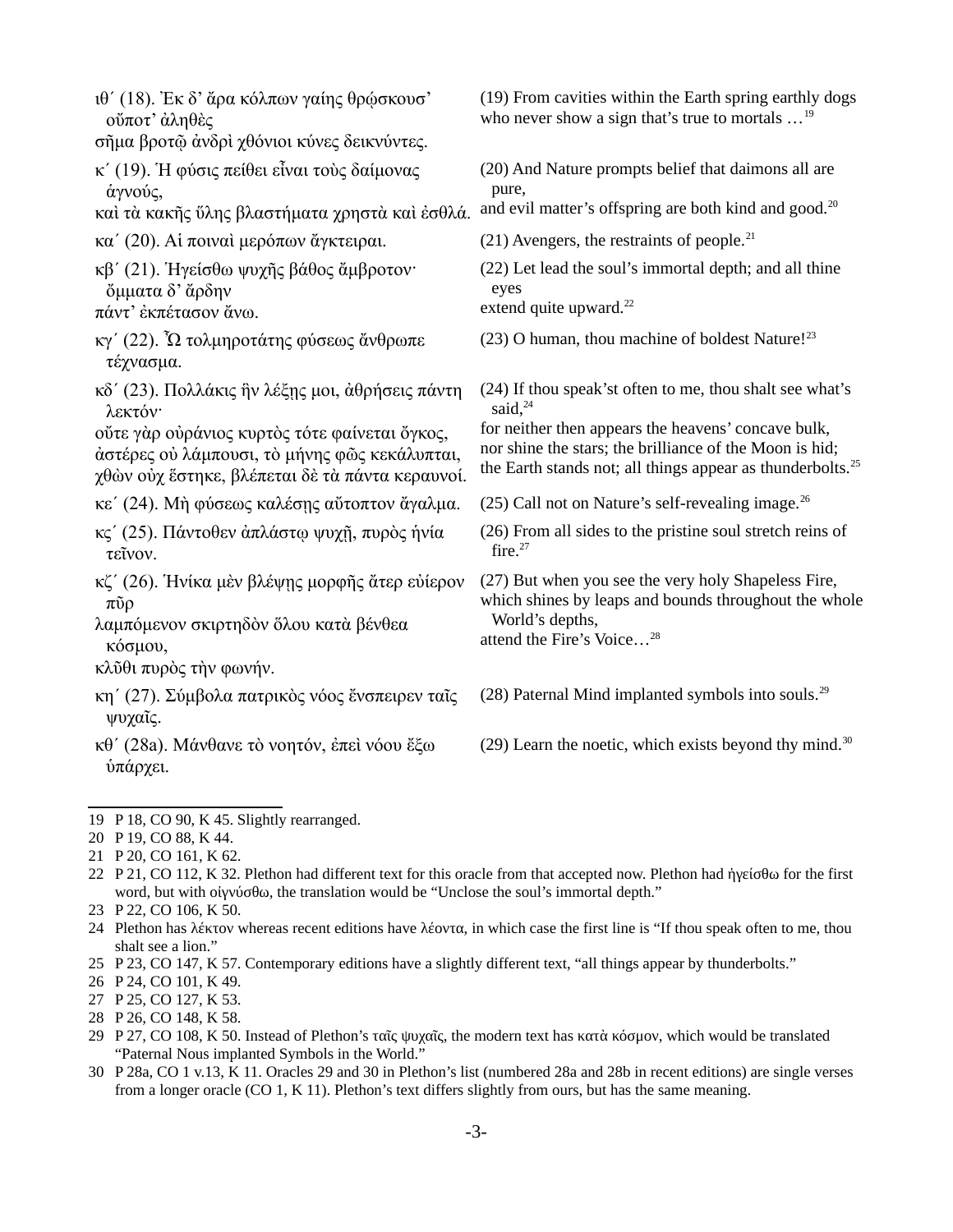| | |
|---|---|
| ιθ´ (18). Ἐκ δ’ ἄρα κόλπων γαίης θρῴσκουσ’ οὔποτ’ ἀληθὲς σῆμα βροτῷ ἀνδρὶ χθόνιοι κύνες δεικνύντες. | (19) From cavities within the Earth spring earthly dogs who never show a sign that’s true to mortals …[19] |
| κ´ (19). Ἡ φύσις πείθει εἶναι τοὺς δαίμονας ἁγνούς, καὶ τὰ κακῆς ὕλης βλαστήματα χρηστὰ καὶ ἐσθλά. | (20) And Nature prompts belief that daimons all are pure, and evil matter’s offspring are both kind and good.[20] |
| κα´ (20). Αἱ ποιναὶ μερόπων ἄγκτειραι. | (21) Avengers, the restraints of people.[21] |
| κβ´ (21). Ἡγείσθω ψυχῆς βάθος ἄμβροτον· ὄμματα δ’ ἄρδην πάντ’ ἐκπέτασον ἄνω. | (22) Let lead the soul’s immortal depth; and all thine eyes extend quite upward.[22] |
| κγ´ (22). Ὦ τολμηροτάτης φύσεως ἄνθρωπε τέχνασμα. | (23) O human, thou machine of boldest Nature![23] |
| κδ´ (23). Πολλάκις ἢν λέξῃς μοι, ἀθρήσεις πάντη λεκτόν· οὔτε γὰρ οὐράνιος κυρτὸς τότε φαίνεται ὄγκος, ἀστέρες οὐ λάμπουσι, τὸ μήνης φῶς κεκάλυπται, χθὼν οὐχ ἕστηκε, βλέπεται δὲ τὰ πάντα κεραυνοί. | (24) If thou speak’st often to me, thou shalt see what’s said,[24] for neither then appears the heavens’ concave bulk, nor shine the stars; the brilliance of the Moon is hid; the Earth stands not; all things appear as thunderbolts.[25] |
| κε´ (24). Μὴ φύσεως καλέσῃς αὐτοπτον ἄγαλμα. | (25) Call not on Nature’s self-revealing image.[26] |
| κς´ (25). Πάντοθεν ἀπλάστῳ ψυχῇ, πυρὸς ἡνία τεῖνον. | (26) From all sides to the pristine soul stretch reins of fire.[27] |
| κζ´ (26). Ἡνίκα μὲν βλέψῃς μορφῆς ἄτερ εὐίερον πῦρ λαμπόμενον σκιρτηδὸν ὅλου κατὰ βένθεα κόσμου, κλῦθι πυρὸς τὴν φωνήν. | (27) But when you see the very holy Shapeless Fire, which shines by leaps and bounds throughout the whole World’s depths, attend the Fire’s Voice…[28] |
| κη´ (27). Σύμβολα πατρικὸς νόος ἔνσπειρεν ταῖς ψυχαῖς. | (28) Paternal Mind implanted symbols into souls.[29] |
| κθ´ (28a). Μάνθανε τὸ νοητόν, ἐπεὶ νόου ἔξω ὑπάρχει. | (29) Learn the noetic, which exists beyond thy mind.[30] |

---

19 P 18, CO 90, K 45. Slightly rearranged.

20 P 19, CO 88, K 44.

21 P 20, CO 161, K 62.

22 P 21, CO 112, K 32. Plethon had different text for this oracle from that accepted now. Plethon had ἡγείσθω for the first word, but with οἰγνύσθω, the translation would be “Unclose the soul’s immortal depth.”

23 P 22, CO 106, K 50.

24 Plethon has λέκτον whereas recent editions have λέοντα, in which case the first line is “If thou speak often to me, thou shalt see a lion.”

25 P 23, CO 147, K 57. Contemporary editions have a slightly different text, “all things appear by thunderbolts.”

26 P 24, CO 101, K 49.

27 P 25, CO 127, K 53.

28 P 26, CO 148, K 58.

29 P 27, CO 108, K 50. Instead of Plethon’s ταῖς ψυχαῖς, the modern text has κατὰ κόσμον, which would be translated “Paternal Nous implanted Symbols in the World.”

30 P 28a, CO 1 v.13, K 11. Oracles 29 and 30 in Plethon’s list (numbered 28a and 28b in recent editions) are single verses from a longer oracle (CO 1, K 11). Plethon’s text differs slightly from ours, but has the same meaning.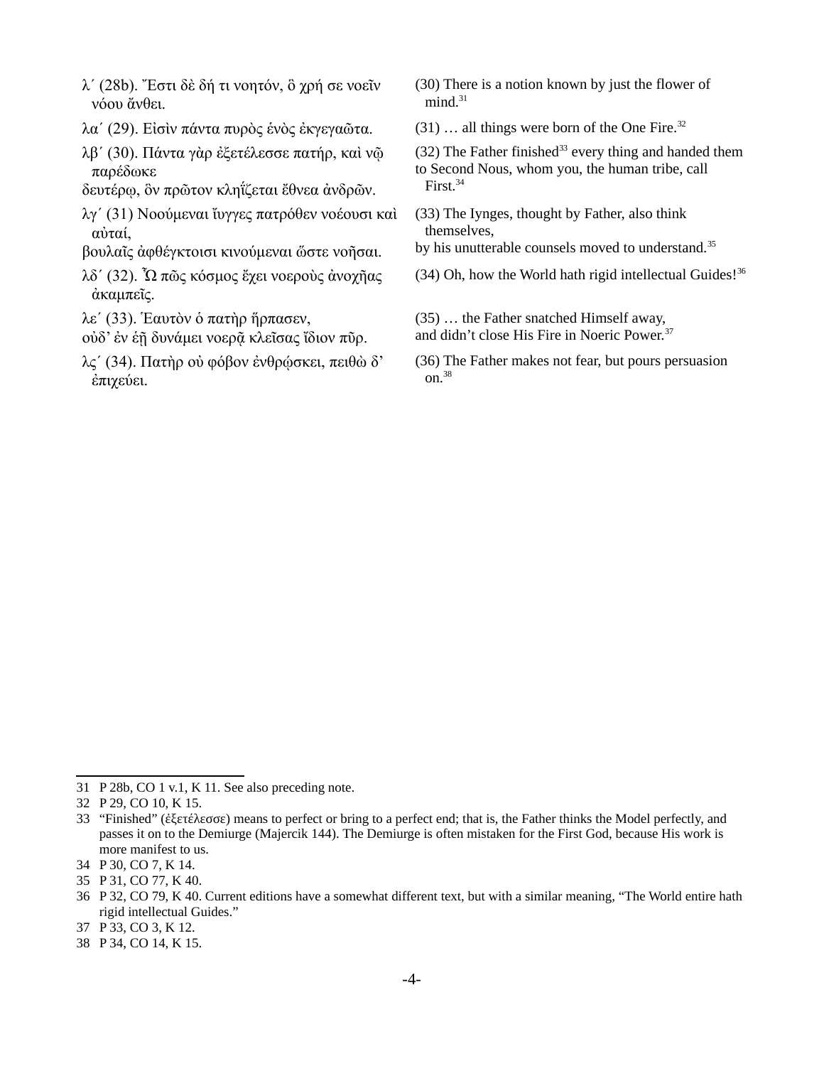λ´ (28b). Ἔστι δὲ δή τι νοητόν, ὃ χρή σε νοεῖν νόου ἄνθει.

(30) There is a notion known by just the flower of mind.[31]

λα´ (29). Εἰσὶν πάντα πυρὸς ἑνὸς ἐκγεγαῶτα.

(31) … all things were born of the One Fire.[32]

λβ´ (30). Πάντα γὰρ ἐξετέλεσσε πατήρ, καὶ νῷ παρέδωκε
δευτέρῳ, ὃν πρῶτον κληΐζεται ἔθνεα ἀνδρῶν.

(32) The Father finished[33] every thing and handed them
to Second Nous, whom you, the human tribe, call First.[34]

λγ´ (31) Νοούμεναι ἴυγγες πατρόθεν νοέουσι καὶ αὐταί,
βουλαῖς ἀφθέγκτοισι κινούμεναι ὥστε νοῆσαι.

(33) The Iynges, thought by Father, also think themselves,
by his unutterable counsels moved to understand.[35]

λδ´ (32). Ὦ πῶς κόσμος ἔχει νοεροὺς ἀνοχῆας ἀκαμπεῖς.

(34) Oh, how the World hath rigid intellectual Guides![36]

λε´ (33). Ἑαυτὸν ὁ πατὴρ ἥρπασεν,
οὐδ’ ἐν ἑῇ δυνάμει νοερᾷ κλεῖσας ἴδιον πῦρ.

(35) … the Father snatched Himself away,
and didn’t close His Fire in Noeric Power.[37]

λϛ´ (34). Πατὴρ οὐ φόβον ἐνθρῴσκει, πειθὼ δ’ ἐπιχεύει.

(36) The Father makes not fear, but pours persuasion on.[38]

---

31 P 28b, CO 1 v.1, K 11. See also preceding note.

32 P 29, CO 10, K 15.

33 “Finished” (ἐξετέλεσσε) means to perfect or bring to a perfect end; that is, the Father thinks the Model perfectly, and passes it on to the Demiurge (Majercik 144). The Demiurge is often mistaken for the First God, because His work is more manifest to us.

34 P 30, CO 7, K 14.

35 P 31, CO 77, K 40.

36 P 32, CO 79, K 40. Current editions have a somewhat different text, but with a similar meaning, “The World entire hath rigid intellectual Guides.”

37 P 33, CO 3, K 12.

38 P 34, CO 14, K 15.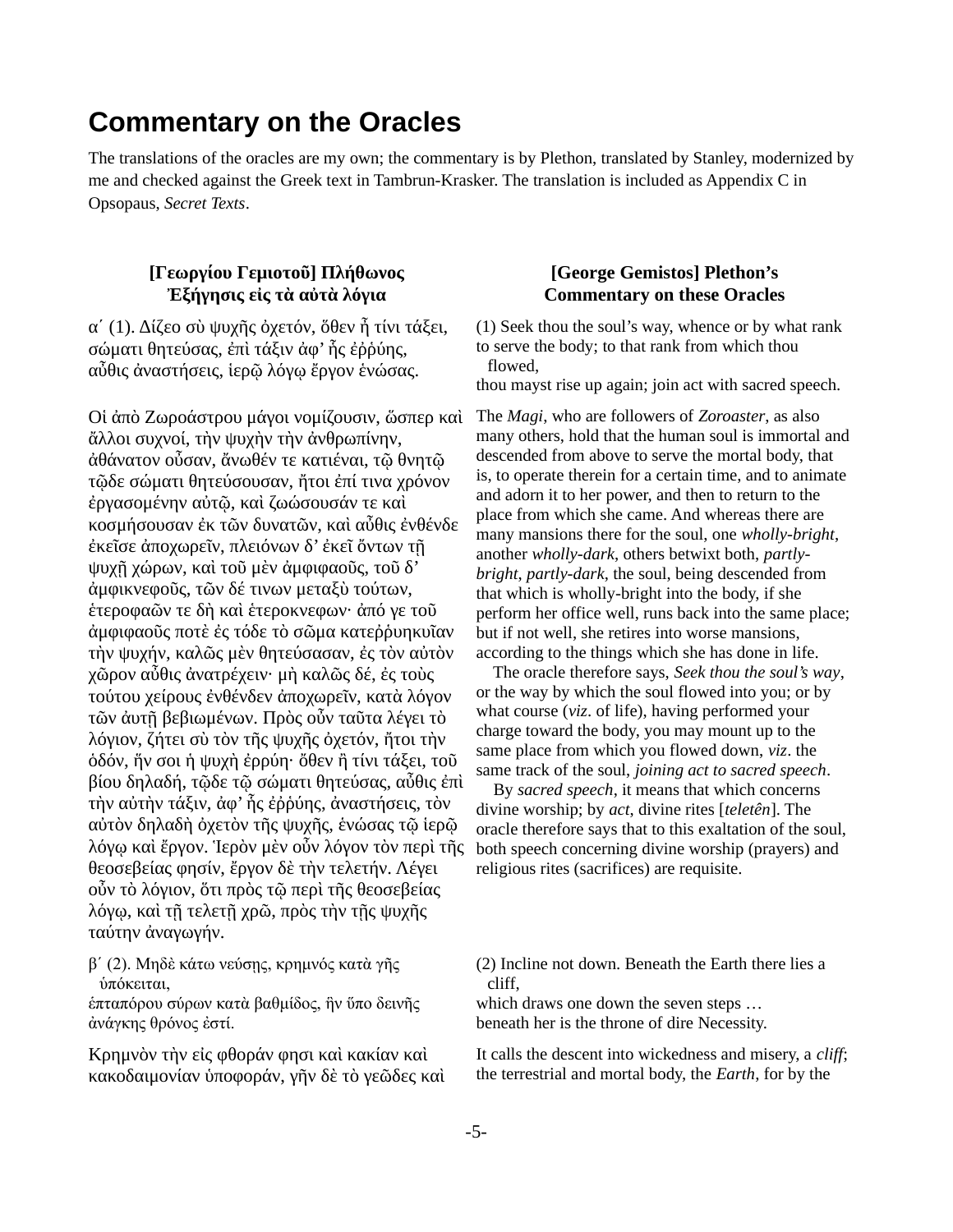# Commentary on the Oracles

The translations of the oracles are my own; the commentary is by Plethon, translated by Stanley, modernized by me and checked against the Greek text in Tambrun-Krasker. The translation is included as Appendix C in Opsopaus, *Secret Texts*.

| **[Γεωργίου Γεμιοτοῦ] Πλήθωνος Ἐξήγησις εἰς τὰ αὐτὰ λόγια** | **[George Gemistos] Plethon’s Commentary on these Oracles** |
|---|---|
| α΄ (1). Δίζεο σὺ ψυχῆς ὀχετόν, ὅθεν ἢ τίνι τάξει, σώματι θητεύσας, ἐπὶ τάξιν ἀφ’ ἧς ἐῤῥύης, αὖθις ἀναστήσεις, ἱερῷ λόγῳ ἔργον ἑνώσας. | (1) Seek thou the soul’s way, whence or by what rank to serve the body; to that rank from which thou flowed, thou mayst rise up again; join act with sacred speech. |
| Οἱ ἀπὸ Ζωροάστρου μάγοι νομίζουσιν, ὥσπερ καὶ ἄλλοι συχνοί, τὴν ψυχὴν τὴν ἀνθρωπίνην, ἀθάνατον οὖσαν, ἄνωθέν τε κατιέναι, τῷ θνητῷ τῷδε σώματι θητεύσουσαν, ἤτοι ἐπί τινα χρόνον ἐργασομένην αὐτῷ, καὶ ζωώσουσάν τε καὶ κοσμήσουσαν ἐκ τῶν δυνατῶν, καὶ αὖθις ἐνθένδε ἐκεῖσε ἀποχωρεῖν, πλειόνων δ’ ἐκεῖ ὄντων τῇ ψυχῇ χώρων, καὶ τοῦ μὲν ἀμφιφαοῦς, τοῦ δ’ ἀμφικνεφοῦς, τῶν δέ τινων μεταξὺ τούτων, ἑτεροφαῶν τε δὴ καὶ ἑτεροκνεφων· ἀπό γε τοῦ ἀμφιφαοῦς ποτὲ ἐς τόδε τὸ σῶμα κατεῤῥυηκυῖαν τὴν ψυχήν, καλῶς μὲν θητεύσασαν, ἐς τὸν αὐτὸν χῶρον αὖθις ἀνατρέχειν· μὴ καλῶς δέ, ἐς τοὺς τούτου χείρους ἐνθένδεν ἀποχωρεῖν, κατὰ λόγον τῶν ἀυτῇ βεβιωμένων. Πρὸς οὖν ταῦτα λέγει τὸ λόγιον, ζήτει σὺ τὸν τῆς ψυχῆς ὀχετόν, ἤτοι τὴν ὁδόν, ἥν σοι ἡ ψυχὴ ἐρρύη· ὅθεν ἢ τίνι τάξει, τοῦ βίου δηλαδή, τῷδε τῷ σώματι θητεύσας, αὖθις ἐπὶ τὴν αὐτὴν τάξιν, ἀφ’ ἧς ἐῤῥύης, ἀναστήσεις, τὸν αὐτὸν δηλαδὴ ὀχετὸν τῆς ψυχῆς, ἑνώσας τῷ ἱερῷ λόγῳ καὶ ἔργον. Ἱερὸν μὲν οὖν λόγον τὸν περὶ τῆς θεοσεβείας φησίν, ἔργον δὲ τὴν τελετήν. Λέγει οὖν τὸ λόγιον, ὅτι πρὸς τῷ περὶ τῆς θεοσεβείας λόγῳ, καὶ τῇ τελετῇ χρῶ, πρὸς τὴν τῆς ψυχῆς ταύτην ἀναγωγήν. | The *Magi*, who are followers of *Zoroaster*, as also many others, hold that the human soul is immortal and descended from above to serve the mortal body, that is, to operate therein for a certain time, and to animate and adorn it to her power, and then to return to the place from which she came. And whereas there are many mansions there for the soul, one *wholly-bright*, another *wholly-dark*, others betwixt both, *partly-bright*, *partly-dark*, the soul, being descended from that which is wholly-bright into the body, if she perform her office well, runs back into the same place; but if not well, she retires into worse mansions, according to the things which she has done in life. The oracle therefore says, *Seek thou the soul’s way*, or the way by which the soul flowed into you; or by what course (*viz*. of life), having performed your charge toward the body, you may mount up to the same place from which you flowed down, *viz*. the same track of the soul, *joining act to sacred speech*. By *sacred speech*, it means that which concerns divine worship; by *act*, divine rites [*teletên*]. The oracle therefore says that to this exaltation of the soul, both speech concerning divine worship (prayers) and religious rites (sacrifices) are requisite. |
| β΄ (2). Μηδὲ κάτω νεύσῃς, κρημνὸς κατὰ γῆς ὑπόκειται, ἑπταπόρου σύρων κατὰ βαθμίδος, ἣν ὕπο δεινῆς ἀνάγκης θρόνος ἐστί. | (2) Incline not down. Beneath the Earth there lies a cliff, which draws one down the seven steps … beneath her is the throne of dire Necessity. |
| Κρημνὸν τὴν εἰς φθοράν φησι καὶ κακίαν καὶ κακοδαιμονίαν ὑποφοράν, γῆν δὲ τὸ γεῶδες καὶ | It calls the descent into wickedness and misery, a *cliff*; the terrestrial and mortal body, the *Earth*, for by the |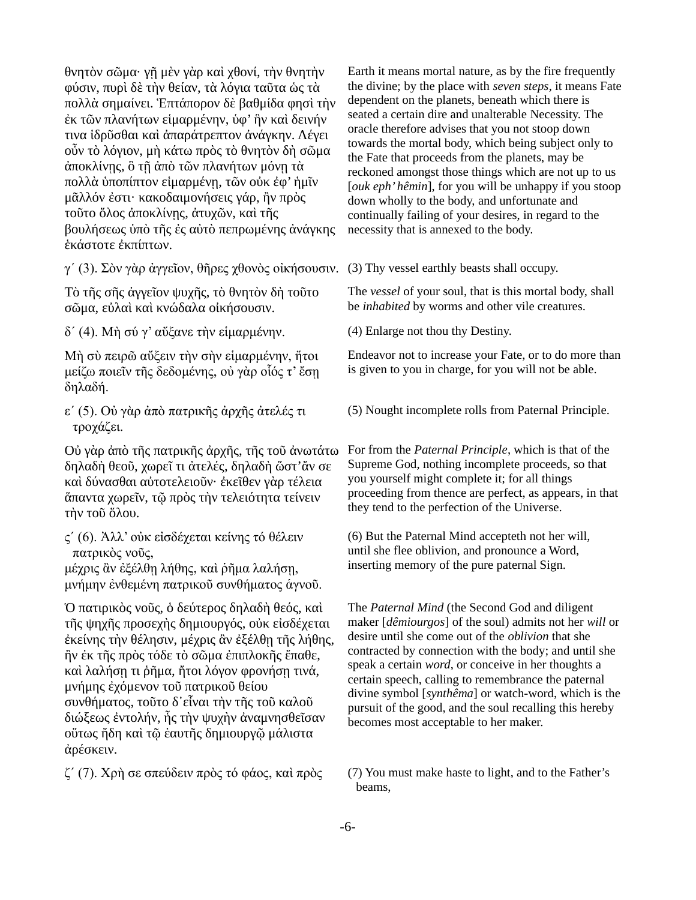θνητὸν σῶμα· γῇ μὲν γὰρ καὶ χθονί, τὴν θνητὴν φύσιν, πυρὶ δὲ τὴν θείαν, τὰ λόγια ταῦτα ὡς τὰ πολλὰ σημαίνει. Ἑπτάπορον δὲ βαθμίδα φησὶ τὴν ἐκ τῶν πλανήτων εἱμαρμένην, ὑφ' ἣν καὶ δεινήν τινα ἱδρῦσθαι καὶ ἀπαράτρεπτον ἀνάγκην. Λέγει οὖν τὸ λόγιον, μὴ κάτω πρὸς τὸ θνητὸν δὴ σῶμα ἀποκλίνῃς, ὃ τῇ ἀπὸ τῶν πλανήτων μόνῃ τὰ πολλὰ ὑποπίπτον εἱμαρμένῃ, τῶν οὐκ ἐφ' ἡμῖν μᾶλλόν ἐστι· κακοδαιμονήσεις γάρ, ἢν πρὸς τοῦτο ὅλος ἀποκλίνῃς, ἀτυχῶν, καὶ τῆς βουλήσεως ὑπὸ τῆς ἐς αὐτὸ πεπρωμένης ἀνάγκης ἑκάστοτε ἐκπίπτων.

Earth it means mortal nature, as by the fire frequently the divine; by the place with *seven steps*, it means Fate dependent on the planets, beneath which there is seated a certain dire and unalterable Necessity. The oracle therefore advises that you not stoop down towards the mortal body, which being subject only to the Fate that proceeds from the planets, may be reckoned amongst those things which are not up to us [*ouk eph' hêmin*], for you will be unhappy if you stoop down wholly to the body, and unfortunate and continually failing of your desires, in regard to the necessity that is annexed to the body.

γ´ (3). Σὸν γὰρ ἀγγεῖον, θῆρες χθονὸς οἰκήσουσιν.

(3) Thy vessel earthly beasts shall occupy.

Τὸ τῆς σῆς ἀγγεῖον ψυχῆς, τὸ θνητὸν δὴ τοῦτο σῶμα, εὐλαὶ καὶ κνώδαλα οἰκήσουσιν.

The *vessel* of your soul, that is this mortal body, shall be *inhabited* by worms and other vile creatures.

δ´ (4). Μὴ σύ γ' αὔξανε τὴν εἱμαρμένην.

(4) Enlarge not thou thy Destiny.

Μὴ σὺ πειρῶ αὔξειν τὴν σὴν εἱμαρμένην, ἤτοι μείζω ποιεῖν τῆς δεδομένης, οὐ γὰρ οἷός τ' ἔσῃ δηλαδή.

Endeavor not to increase your Fate, or to do more than is given to you in charge, for you will not be able.

ε´ (5). Οὐ γὰρ ἀπὸ πατρικῆς ἀρχῆς ἀτελές τι τροχάζει.

(5) Nought incomplete rolls from Paternal Principle.

Οὐ γὰρ ἀπὸ τῆς πατρικῆς ἀρχῆς, τῆς τοῦ ἀνωτάτω δηλαδὴ θεοῦ, χωρεῖ τι ἀτελές, δηλαδὴ ὥστ' ἄν σε καὶ δύνασθαι αὐτοτελειοῦν· ἐκεῖθεν γὰρ τέλεια ἅπαντα χωρεῖν, τῷ πρὸς τὴν τελειότητα τείνειν τὴν τοῦ ὅλου.

For from the *Paternal Principle*, which is that of the Supreme God, nothing incomplete proceeds, so that you yourself might complete it; for all things proceeding from thence are perfect, as appears, in that they tend to the perfection of the Universe.

ϛ´ (6). Ἀλλ' οὐκ εἰσδέχεται κείνης τό θέλειν πατρικὸς νοῦς,
μέχρις ἂν ἐξέλθῃ λήθης, καὶ ῥῆμα λαλήσῃ,
μνήμην ἐνθεμένη πατρικοῦ συνθήματος ἁγνοῦ.

(6) But the Paternal Mind accepteth not her will,
until she flee oblivion, and pronounce a Word,
inserting memory of the pure paternal Sign.

Ὁ πατιρικὸς νοῦς, ὁ δεύτερος δηλαδὴ θεός, καὶ τῆς ψηχῆς προσεχὴς δημιουργός, οὐκ εἰσδέχεται ἐκείνης τὴν θέλησιν, μέχρις ἂν ἐξέλθῃ τῆς λήθης, ἣν ἐκ τῆς πρὸς τόδε τὸ σῶμα ἐπιπλοκῆς ἔπαθε, καὶ λαλήσῃ τι ῥῆμα, ἤτοι λόγον φρονήσῃ τινά, μνήμης ἐχόμενον τοῦ πατρικοῦ θείου συνθήματος, τοῦτο δ' εἶναι τὴν τῆς τοῦ καλοῦ διώξεως ἐντολήν, ἧς τὴν ψυχὴν ἀναμνησθεῖσαν οὕτως ἤδη καὶ τῷ ἑαυτῆς δημιουργῷ μάλιστα ἀρέσκειν.

The *Paternal Mind* (the Second God and diligent maker [*dêmiourgos*] of the soul) admits not her *will* or desire until she come out of the *oblivion* that she contracted by connection with the body; and until she speak a certain *word*, or conceive in her thoughts a certain speech, calling to remembrance the paternal divine symbol [*synthêma*] or watch-word, which is the pursuit of the good, and the soul recalling this hereby becomes most acceptable to her maker.

ζ´ (7). Χρὴ σε σπεύδειν πρὸς τό φάος, καὶ πρὸς

(7) You must make haste to light, and to the Father's beams,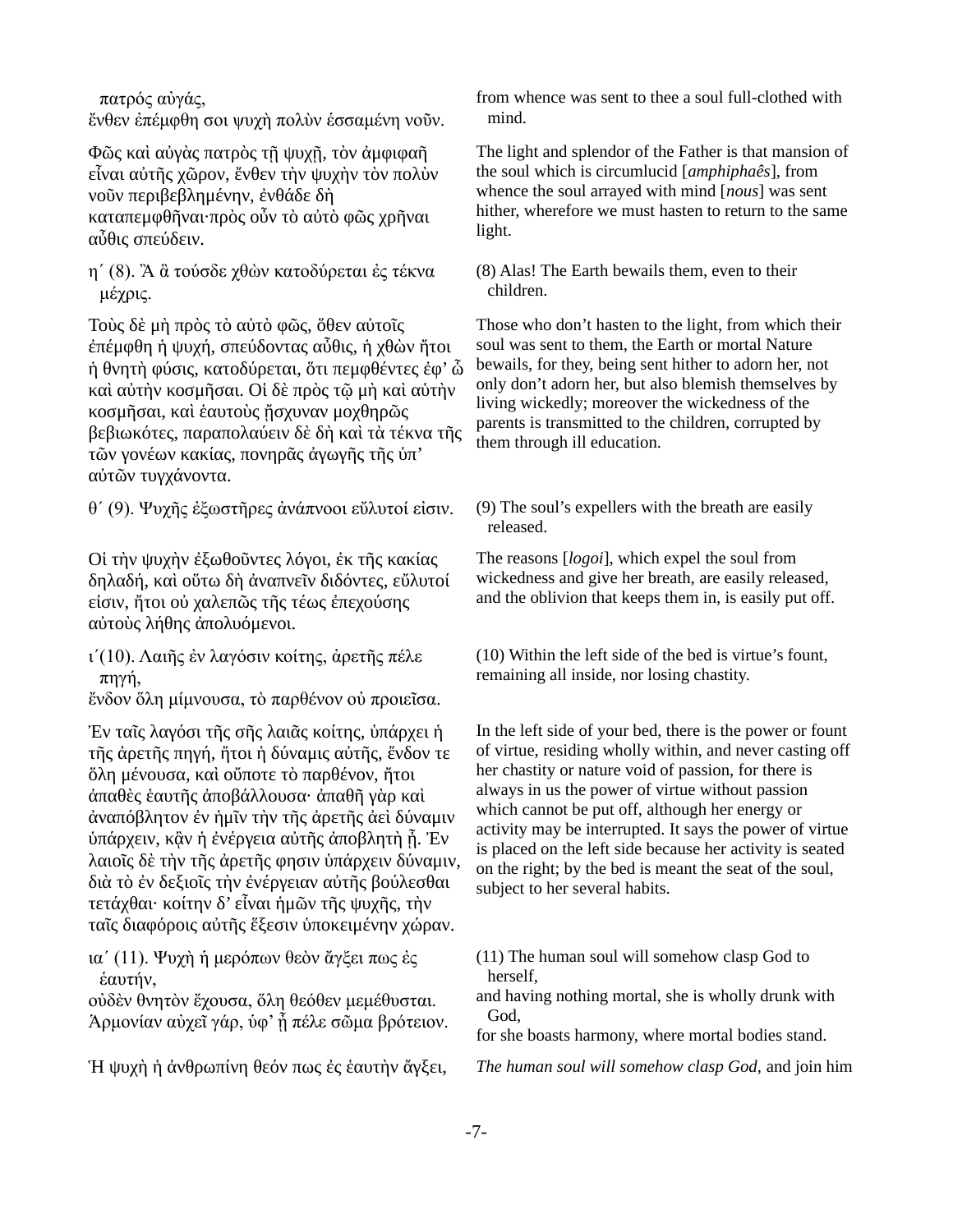πατρός αὐγάς,
ἔνθεν ἐπέμφθη σοι ψυχὴ πολὺν ἑσσαμένη νοῦν.

from whence was sent to thee a soul full-clothed with mind.

Φῶς καὶ αὐγὰς πατρὸς τῇ ψυχῇ, τὸν ἀμφιφαῆ εἶναι αὐτῆς χῶρον, ἔνθεν τὴν ψυχὴν τὸν πολὺν νοῦν περιβεβλημένην, ἐνθάδε δὴ καταπεμφθῆναι·πρὸς οὖν τὸ αὐτὸ φῶς χρῆναι αὖθις σπεύδειν.

The light and splendor of the Father is that mansion of the soul which is circumlucid [*amphiphaês*], from whence the soul arrayed with mind [*nous*] was sent hither, wherefore we must hasten to return to the same light.

η´ (8). Ἂ ἂ τούσδε χθὼν κατοδύρεται ἐς τέκνα μέχρις.

(8) Alas! The Earth bewails them, even to their children.

Τοὺς δὲ μὴ πρὸς τὸ αὐτὸ φῶς, ὅθεν αὐτοῖς ἐπέμφθη ἡ ψυχή, σπεύδοντας αὖθις, ἡ χθὼν ἤτοι ἡ θνητὴ φύσις, κατοδύρεται, ὅτι πεμφθέντες ἐφ’ ᾧ καὶ αὐτὴν κοσμῆσαι. Οἱ δὲ πρὸς τῷ μὴ καὶ αὐτὴν κοσμῆσαι, καὶ ἑαυτοὺς ᾔσχυναν μοχθηρῶς βεβιωκότες, παραπολαύειν δὲ δὴ καὶ τὰ τέκνα τῆς τῶν γονέων κακίας, πονηρᾶς ἀγωγῆς τῆς ὑπ’ αὐτῶν τυγχάνοντα.

Those who don’t hasten to the light, from which their soul was sent to them, the Earth or mortal Nature bewails, for they, being sent hither to adorn her, not only don’t adorn her, but also blemish themselves by living wickedly; moreover the wickedness of the parents is transmitted to the children, corrupted by them through ill education.

θ´ (9). Ψυχῆς ἐξωστῆρες ἀνάπνοοι εὔλυτοί εἰσιν.

(9) The soul’s expellers with the breath are easily released.

Οἱ τὴν ψυχὴν ἐξωθοῦντες λόγοι, ἐκ τῆς κακίας δηλαδή, καὶ οὕτω δὴ ἀναπνεῖν διδόντες, εὔλυτοί εἰσιν, ἤτοι οὐ χαλεπῶς τῆς τέως ἐπεχούσης αὐτοὺς λήθης ἀπολυόμενοι.

The reasons [*logoi*], which expel the soul from wickedness and give her breath, are easily released, and the oblivion that keeps them in, is easily put off.

ι´(10). Λαιῆς ἐν λαγόσιν κοίτης, ἀρετῆς πέλε πηγή,
ἔνδον ὅλη μίμνουσα, τὸ παρθένον οὐ προιεῖσα.

(10) Within the left side of the bed is virtue’s fount, remaining all inside, nor losing chastity.

Ἐν ταῖς λαγόσι τῆς σῆς λαιᾶς κοίτης, ὑπάρχει ἡ τῆς ἀρετῆς πηγή, ἤτοι ἡ δύναμις αὐτῆς, ἔνδον τε ὅλη μένουσα, καὶ οὔποτε τὸ παρθένον, ἤτοι ἀπαθὲς ἑαυτῆς ἀποβάλλουσα· ἀπαθῆ γὰρ καὶ ἀναπόβλητον ἐν ἡμῖν τὴν τῆς ἀρετῆς ἀεὶ δύναμιν ὑπάρχειν, κἂν ἡ ἐνέργεια αὐτῆς ἀποβλητὴ ᾖ. Ἐν λαιοῖς δὲ τὴν τῆς ἀρετῆς φησιν ὑπάρχειν δύναμιν, διὰ τὸ ἐν δεξιοῖς τὴν ἐνέργειαν αὐτῆς βούλεσθαι τετάχθαι· κοίτην δ’ εἶναι ἡμῶν τῆς ψυχῆς, τὴν ταῖς διαφόροις αὐτῆς ἕξεσιν ὑποκειμένην χώραν.

In the left side of your bed, there is the power or fount of virtue, residing wholly within, and never casting off her chastity or nature void of passion, for there is always in us the power of virtue without passion which cannot be put off, although her energy or activity may be interrupted. It says the power of virtue is placed on the left side because her activity is seated on the right; by the bed is meant the seat of the soul, subject to her several habits.

ια´ (11). Ψυχὴ ἡ μερόπων θεὸν ἄγξει πως ἐς ἑαυτήν,
οὐδὲν θνητὸν ἔχουσα, ὅλη θεόθεν μεμέθυσται.
Ἁρμονίαν αὐχεῖ γάρ, ὑφ’ ᾗ πέλε σῶμα βρότειον.

(11) The human soul will somehow clasp God to herself,
and having nothing mortal, she is wholly drunk with God,
for she boasts harmony, where mortal bodies stand.

Ἡ ψυχὴ ἡ ἀνθρωπίνη θεόν πως ἐς ἑαυτὴν ἄγξει,

*The human soul will somehow clasp God,* and join him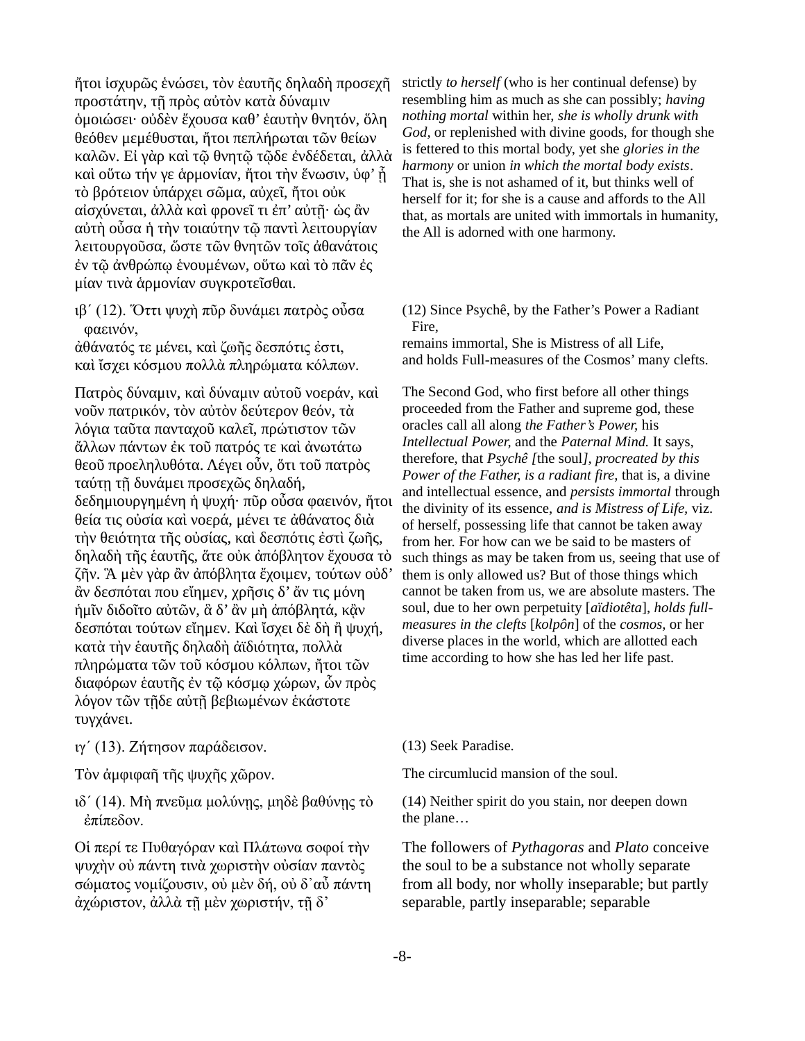ἤτοι ἰσχυρῶς ἑνώσει, τὸν ἑαυτῆς δηλαδὴ προσεχῆ προστάτην, τῇ πρὸς αὐτὸν κατὰ δύναμιν ὁμοιώσει· οὐδὲν ἔχουσα καθ' ἑαυτὴν θνητόν, ὅλη θεόθεν μεμέθυσται, ἤτοι πεπλήρωται τῶν θείων καλῶν. Εἰ γὰρ καὶ τῷ θνητῷ τῷδε ἐνδέδεται, ἀλλὰ καὶ οὕτω τήν γε ἁρμονίαν, ἤτοι τὴν ἕνωσιν, ὑφ' ᾗ τὸ βρότειον ὑπάρχει σῶμα, αὐχεῖ, ἤτοι οὐκ αἰσχύνεται, ἀλλὰ καὶ φρονεῖ τι ἐπ' αὐτῇ· ὡς ἂν αὐτὴ οὖσα ἡ τὴν τοιαύτην τῷ παντὶ λειτουργίαν λειτουργοῦσα, ὥστε τῶν θνητῶν τοῖς ἀθανάτοις ἐν τῷ ἀνθρώπῳ ἑνουμένων, οὕτω καὶ τὸ πᾶν ἐς μίαν τινὰ ἁρμονίαν συγκροτεῖσθαι.

strictly *to herself* (who is her continual defense) by resembling him as much as she can possibly; *having nothing mortal* within her, *she is wholly drunk with God,* or replenished with divine goods, for though she is fettered to this mortal body, yet she *glories in the harmony* or union *in which the mortal body exists*. That is, she is not ashamed of it, but thinks well of herself for it; for she is a cause and affords to the All that, as mortals are united with immortals in humanity, the All is adorned with one harmony.

ιβ΄ (12). Ὅττι ψυχὴ πῦρ δυνάμει πατρὸς οὖσα φαεινόν,
ἀθάνατός τε μένει, καὶ ζωῆς δεσπότις ἐστι,
καὶ ἴσχει κόσμου πολλὰ πληρώματα κόλπων.

(12) Since Psychê, by the Father's Power a Radiant Fire,
remains immortal, She is Mistress of all Life,
and holds Full-measures of the Cosmos' many clefts.

Πατρὸς δύναμιν, καὶ δύναμιν αὐτοῦ νοεράν, καὶ νοῦν πατρικόν, τὸν αὐτὸν δεύτερον θεόν, τὰ λόγια ταῦτα πανταχοῦ καλεῖ, πρώτιστον τῶν ἄλλων πάντων ἐκ τοῦ πατρός τε καὶ ἀνωτάτω θεοῦ προεληλυθότα. Λέγει οὖν, ὅτι τοῦ πατρὸς ταύτῃ τῇ δυνάμει προσεχῶς δηλαδή, δεδημιουργημένη ἡ ψυχή· πῦρ οὖσα φαεινόν, ἤτοι θεία τις οὐσία καὶ νοερά, μένει τε ἀθάνατος διὰ τὴν θειότητα τῆς οὐσίας, καὶ δεσπότις ἐστὶ ζωῆς, δηλαδὴ τῆς ἑαυτῆς, ἅτε οὐκ ἀπόβλητον ἔχουσα τὸ ζῆν. Ἃ μὲν γὰρ ἂν ἀπόβλητα ἔχοιμεν, τούτων οὐδ' ἂν δεσπόται που εἴημεν, χρῆσις δ' ἄν τις μόνη ἡμῖν διδοῖτο αὐτῶν, ἃ δ' ἂν μὴ ἀπόβλητά, κἂν δεσπόται τούτων εἴημεν. Καὶ ἴσχει δὲ δὴ ἡ ψυχή, κατὰ τὴν ἑαυτῆς δηλαδὴ ἀϊδιότητα, πολλὰ πληρώματα τῶν τοῦ κόσμου κόλπων, ἤτοι τῶν διαφόρων ἑαυτῆς ἐν τῷ κόσμῳ χώρων, ὧν πρὸς λόγον τῶν τῇδε αὐτῇ βεβιωμένων ἑκάστοτε τυγχάνει.

The Second God, who first before all other things proceeded from the Father and supreme god, these oracles call all along *the Father's Power,* his *Intellectual Power,* and the *Paternal Mind.* It says, therefore, that *Psychê [*the soul*], procreated by this Power of the Father, is a radiant fire,* that is, a divine and intellectual essence, and *persists immortal* through the divinity of its essence, *and is Mistress of Life,* viz. of herself, possessing life that cannot be taken away from her. For how can we be said to be masters of such things as may be taken from us, seeing that use of them is only allowed us? But of those things which cannot be taken from us, we are absolute masters. The soul, due to her own perpetuity [*aïdiotêta*], *holds full-measures in the clefts* [*kolpôn*] of the *cosmos,* or her diverse places in the world, which are allotted each time according to how she has led her life past.

ιγ΄ (13). Ζήτησον παράδεισον.

(13) Seek Paradise.

Τὸν ἀμφιφαῆ τῆς ψυχῆς χῶρον.

The circumlucid mansion of the soul.

ιδ΄ (14). Μὴ πνεῦμα μολύνῃς, μηδὲ βαθύνῃς τὸ ἐπίπεδον.

(14) Neither spirit do you stain, nor deepen down
the plane…

Οἱ περί τε Πυθαγόραν καὶ Πλάτωνα σοφοί τὴν ψυχὴν οὐ πάντη τινὰ χωριστὴν οὐσίαν παντὸς σώματος νομίζουσιν, οὐ μὲν δή, οὐ δ᾽αὖ πάντη ἀχώριστον, ἀλλὰ τῇ μὲν χωριστήν, τῇ δ'

The followers of *Pythagoras* and *Plato* conceive the soul to be a substance not wholly separate from all body, nor wholly inseparable; but partly separable, partly inseparable; separable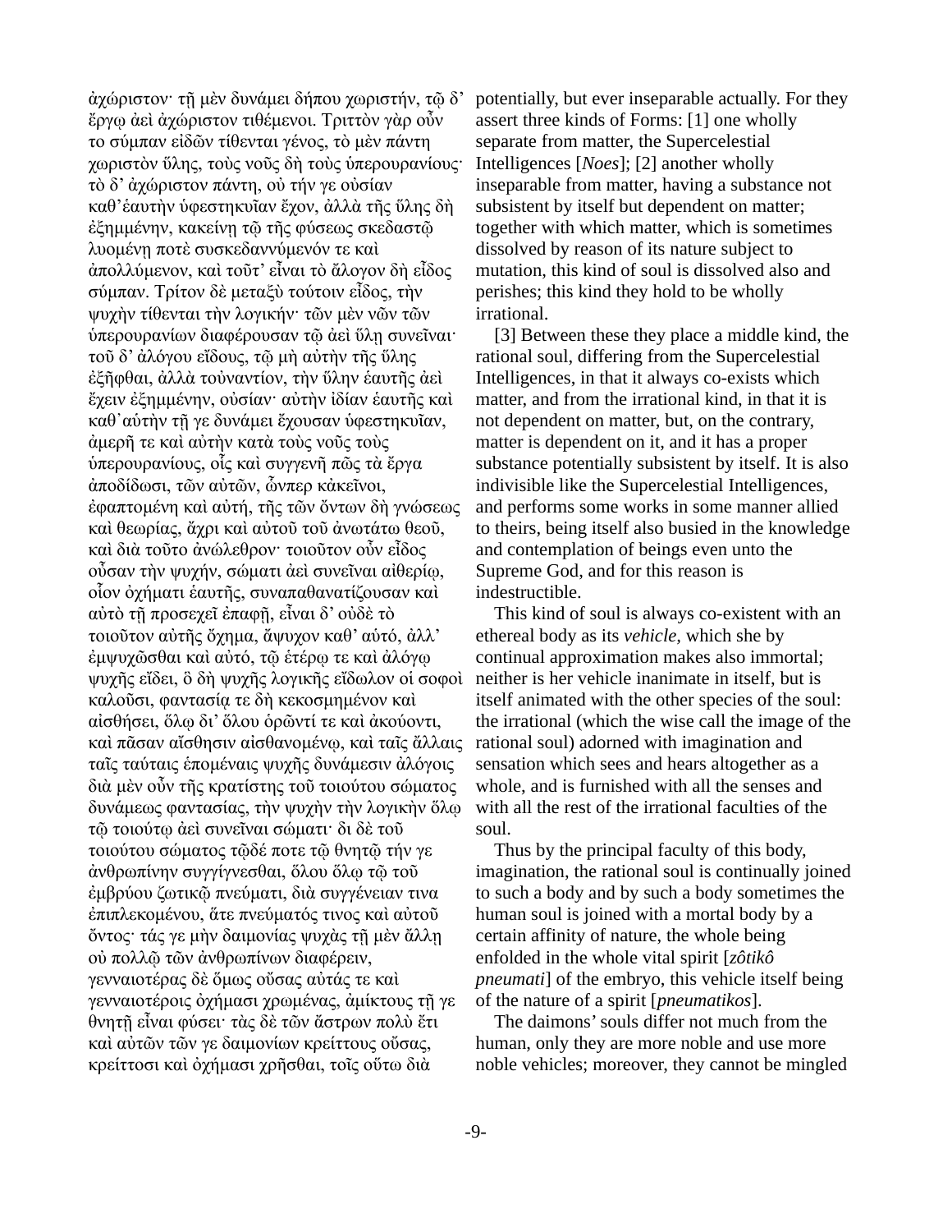ἀχώριστον· τῇ μὲν δυνάμει δήπου χωριστήν, τῷ δ' ἔργῳ ἀεὶ ἀχώριστον τιθέμενοι. Τριττὸν γὰρ οὖν το σύμπαν εἰδῶν τίθενται γένος, τὸ μὲν πάντη χωριστὸν ὕλης, τοὺς νοῦς δὴ τοὺς ὑπερουρανίους· τὸ δ' ἀχώριστον πάντη, οὐ τήν γε οὐσίαν καθ'ἑαυτὴν ὑφεστηκυῖαν ἔχον, ἀλλὰ τῆς ὕλης δὴ ἐξημμένην, κακείνῃ τῷ τῆς φύσεως σκεδαστῷ λυομένῃ ποτὲ συσκεδαννύμενόν τε καὶ ἀπολλύμενον, καὶ τοῦτ' εἶναι τὸ ἄλογον δὴ εἶδος σύμπαν. Τρίτον δὲ μεταξὺ τούτοιν εἶδος, τὴν ψυχὴν τίθενται τὴν λογικήν· τῶν μὲν νῶν τῶν ὑπερουρανίων διαφέρουσαν τῷ ἀεὶ ὕλῃ συνεῖναι· τοῦ δ' ἀλόγου εἴδους, τῷ μὴ αὐτὴν τῆς ὕλης ἐξῆφθαι, ἀλλὰ τοὐναντίον, τὴν ὕλην ἑαυτῆς ἀεὶ ἔχειν ἐξημμένην, οὐσίαν· αὐτὴν ἰδίαν ἑαυτῆς καὶ καθ᾽αὑτὴν τῇ γε δυνάμει ἔχουσαν ὑφεστηκυῖαν, ἀμερῆ τε καὶ αὐτὴν κατὰ τοὺς νοῦς τοὺς ὑπερουρανίους, οἷς καὶ συγγενῆ πως τὰ ἔργα ἀποδίδωσι, τῶν αὐτῶν, ὧνπερ κἀκεῖνοι, ἐφαπτομένη καὶ αὐτή, τῆς τῶν ὄντων δὴ γνώσεως καὶ θεωρίας, ἄχρι καὶ αὐτοῦ τοῦ ἀνωτάτω θεοῦ, καὶ διὰ τοῦτο ἀνώλεθρον· τοιοῦτον οὖν εἶδος οὖσαν τὴν ψυχήν, σώματι ἀεὶ συνεῖναι αἰθερίῳ, οἷον ὀχήματι ἑαυτῆς, συναπαθανατίζουσαν καὶ αὐτὸ τῇ προσεχεῖ ἐπαφῇ, εἶναι δ' οὐδὲ τὸ τοιοῦτον αὐτῆς ὄχημα, ἄψυχον καθ' αὑτό, ἀλλ' ἐμψυχῶσθαι καὶ αὐτό, τῷ ἑτέρῳ τε καὶ ἀλόγῳ ψυχῆς εἴδει, ὃ δὴ ψυχῆς λογικῆς εἴδωλον οἱ σοφοὶ καλοῦσι, φαντασίᾳ τε δὴ κεκοσμημένον καὶ αἰσθήσει, ὅλῳ δι' ὅλου ὁρῶντί τε καὶ ἀκούοντι, καὶ πᾶσαν αἴσθησιν αἰσθανομένῳ, καὶ ταῖς ἄλλαις ταῖς ταύταις ἑπομέναις ψυχῆς δυνάμεσιν ἀλόγοις διὰ μὲν οὖν τῆς κρατίστης τοῦ τοιούτου σώματος δυνάμεως φαντασίας, τὴν ψυχὴν τὴν λογικὴν ὅλῳ τῷ τοιούτῳ ἀεὶ συνεῖναι σώματι· δι δὲ τοῦ τοιούτου σώματος τῷδέ ποτε τῷ θνητῷ τήν γε ἀνθρωπίνην συγγίγνεσθαι, ὅλου ὅλῳ τῷ τοῦ ἐμβρύου ζωτικῷ πνεύματι, διὰ συγγένειαν τινα ἐπιπλεκομένου, ἅτε πνεύματός τινος καὶ αὐτοῦ ὄντος· τάς γε μὴν δαιμονίας ψυχὰς τῇ μὲν ἄλλῃ οὐ πολλῷ τῶν ἀνθρωπίνων διαφέρειν, γενναιοτέρας δὲ ὅμως οὔσας αὐτάς τε καὶ γενναιοτέροις ὀχήμασι χρωμένας, ἀμίκτους τῇ γε θνητῇ εἶναι φύσει· τὰς δὲ τῶν ἄστρων πολὺ ἔτι καὶ αὐτῶν τῶν γε δαιμονίων κρείττους οὔσας, κρείττοσι καὶ ὀχήμασι χρῆσθαι, τοῖς οὕτω διὰ

potentially, but ever inseparable actually. For they assert three kinds of Forms: [1] one wholly separate from matter, the Supercelestial Intelligences [*Noes*]; [2] another wholly inseparable from matter, having a substance not subsistent by itself but dependent on matter; together with which matter, which is sometimes dissolved by reason of its nature subject to mutation, this kind of soul is dissolved also and perishes; this kind they hold to be wholly irrational.

[3] Between these they place a middle kind, the rational soul, differing from the Supercelestial Intelligences, in that it always co-exists which matter, and from the irrational kind, in that it is not dependent on matter, but, on the contrary, matter is dependent on it, and it has a proper substance potentially subsistent by itself. It is also indivisible like the Supercelestial Intelligences, and performs some works in some manner allied to theirs, being itself also busied in the knowledge and contemplation of beings even unto the Supreme God, and for this reason is indestructible.

This kind of soul is always co-existent with an ethereal body as its *vehicle*, which she by continual approximation makes also immortal; neither is her vehicle inanimate in itself, but is itself animated with the other species of the soul: the irrational (which the wise call the image of the rational soul) adorned with imagination and sensation which sees and hears altogether as a whole, and is furnished with all the senses and with all the rest of the irrational faculties of the soul.

Thus by the principal faculty of this body, imagination, the rational soul is continually joined to such a body and by such a body sometimes the human soul is joined with a mortal body by a certain affinity of nature, the whole being enfolded in the whole vital spirit [*zôtikô pneumati*] of the embryo, this vehicle itself being of the nature of a spirit [*pneumatikos*].

The daimons' souls differ not much from the human, only they are more noble and use more noble vehicles; moreover, they cannot be mingled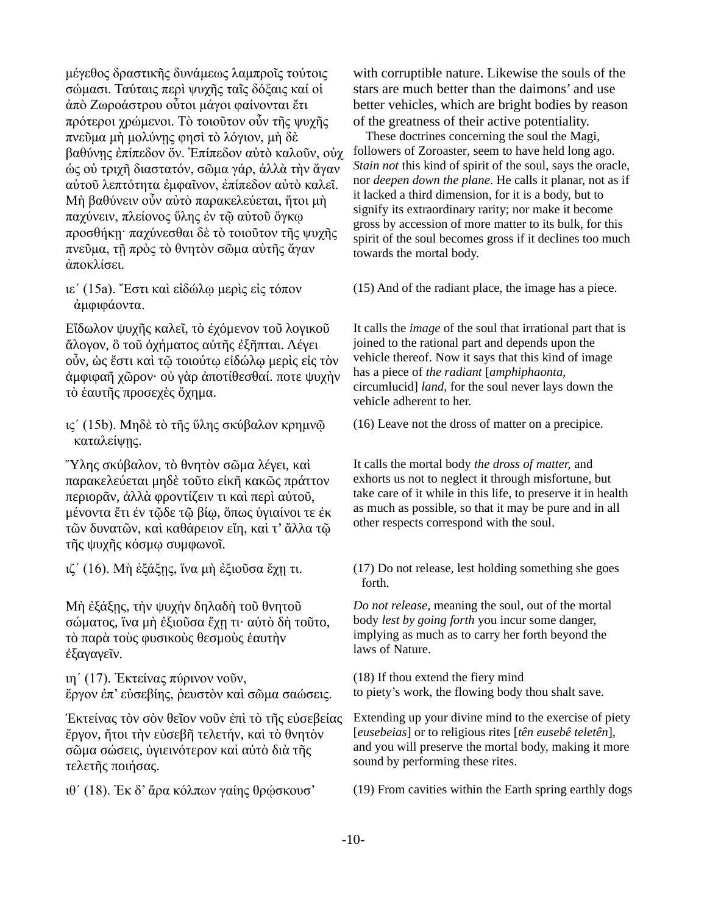μέγεθος δραστικῆς δυνάμεως λαμπροῖς τούτοις σώμασι. Ταύταις περὶ ψυχῆς ταῖς δόξαις καί οἱ ἀπὸ Ζωροάστρου οὗτοι μάγοι φαίνονται ἔτι πρότεροι χρώμενοι. Τὸ τοιοῦτον οὖν τῆς ψυχῆς πνεῦμα μὴ μολύνῃς φησὶ τὸ λόγιον, μὴ δὲ βαθύνῃς ἐπίπεδον ὄν. Ἐπίπεδον αὐτὸ καλοῦν, οὐχ ὡς οὐ τριχῇ διαστατόν, σῶμα γάρ, ἀλλὰ τὴν ἄγαν αὐτοῦ λεπτότητα ἐμφαῖνον, ἐπίπεδον αὐτὸ καλεῖ. Μὴ βαθύνειν οὖν αὐτὸ παρακελεύεται, ἤτοι μὴ παχύνειν, πλείονος ὕλης ἐν τῷ αὐτοῦ ὄγκῳ προσθήκῃ· παχύνεσθαι δὲ τὸ τοιοῦτον τῆς ψυχῆς πνεῦμα, τῇ πρὸς τὸ θνητὸν σῶμα αὐτῆς ἄγαν ἀποκλίσει.

with corruptible nature. Likewise the souls of the stars are much better than the daimons' and use better vehicles, which are bright bodies by reason of the greatness of their active potentiality.

These doctrines concerning the soul the Magi, followers of Zoroaster, seem to have held long ago. *Stain not* this kind of spirit of the soul, says the oracle, nor *deepen down the plane*. He calls it planar, not as if it lacked a third dimension, for it is a body, but to signify its extraordinary rarity; nor make it become gross by accession of more matter to its bulk, for this spirit of the soul becomes gross if it declines too much towards the mortal body.

ιε΄ (15a). Ἔστι καὶ εἰδώλῳ μερὶς εἰς τόπον ἀμφιφάοντα.

(15) And of the radiant place, the image has a piece.

Εἴδωλον ψυχῆς καλεῖ, τὸ ἐχόμενον τοῦ λογικοῦ ἄλογον, ὃ τοῦ ὀχήματος αὐτῆς ἐξῆπται. Λέγει οὖν, ὡς ἔστι καὶ τῷ τοιούτῳ εἰδώλῳ μερὶς εἰς τὸν ἀμφιφαῆ χῶρον· οὐ γὰρ ἀποτίθεσθαί. ποτε ψυχὴν τὸ ἑαυτῆς προσεχὲς ὄχημα.

It calls the *image* of the soul that irrational part that is joined to the rational part and depends upon the vehicle thereof. Now it says that this kind of image has a piece of *the radiant* [*amphiphaonta*, circumlucid] *land*, for the soul never lays down the vehicle adherent to her.

ις΄ (15b). Μηδὲ τὸ τῆς ὕλης σκύβαλον κρημνῷ καταλείψῃς.

(16) Leave not the dross of matter on a precipice.

Ὕλης σκύβαλον, τὸ θνητὸν σῶμα λέγει, καὶ παρακελεύεται μηδὲ τοῦτο εἰκῇ κακῶς πράττον περιορᾶν, ἀλλὰ φροντίζειν τι καὶ περὶ αὐτοῦ, μένοντα ἔτι ἐν τῷδε τῷ βίῳ, ὅπως ὑγιαίνοι τε ἐκ τῶν δυνατῶν, καὶ καθάρειον εἴη, καὶ τ' ἄλλα τῷ τῆς ψυχῆς κόσμῳ συμφωνοῖ.

It calls the mortal body *the dross of matter,* and exhorts us not to neglect it through misfortune, but take care of it while in this life, to preserve it in health as much as possible, so that it may be pure and in all other respects correspond with the soul.

ιζ΄ (16). Μὴ ἐξάξῃς, ἵνα μὴ ἐξιοῦσα ἔχῃ τι.

(17) Do not release, lest holding something she goes forth.

Μὴ ἐξάξῃς, τὴν ψυχὴν δηλαδὴ τοῦ θνητοῦ σώματος, ἵνα μὴ ἐξιοῦσα ἔχῃ τι· αὐτὸ δὴ τοῦτο, τὸ παρὰ τοὺς φυσικοὺς θεσμοὺς ἑαυτὴν ἐξαγαγεῖν.

*Do not release,* meaning the soul, out of the mortal body *lest by going forth* you incur some danger, implying as much as to carry her forth beyond the laws of Nature.

ιη΄ (17). Ἐκτείνας πύρινον νοῦν,
ἔργον ἐπ' εὐσεβίης, ῥευστὸν καὶ σῶμα σαώσεις.

(18) If thou extend the fiery mind
to piety's work, the flowing body thou shalt save.

Ἐκτείνας τὸν σὸν θεῖον νοῦν ἐπὶ τὸ τῆς εὐσεβείας ἔργον, ἤτοι τὴν εὐσεβῆ τελετήν, καὶ τὸ θνητὸν σῶμα σώσεις, ὑγιεινότερον καὶ αὐτὸ διὰ τῆς τελετῆς ποιήσας.

Extending up your divine mind to the exercise of piety [*eusebeias*] or to religious rites [*tên eusebê teletên*], and you will preserve the mortal body, making it more sound by performing these rites.

ιθ΄ (18). Ἐκ δ' ἄρα κόλπων γαίης θρῴσκουσ'

(19) From cavities within the Earth spring earthly dogs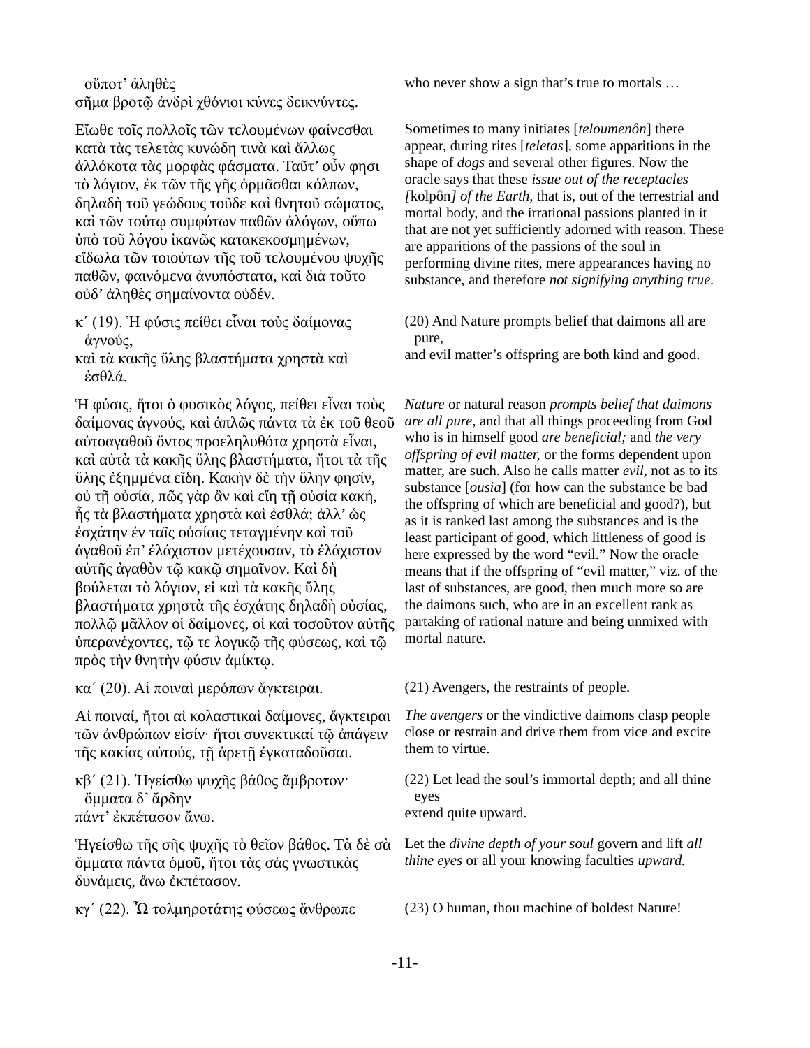οὔποτ’ ἀληθὲς
σῆμα βροτῷ ἀνδρὶ χθόνιοι κύνες δεικνύντες.

who never show a sign that’s true to mortals …

Εἴωθε τοῖς πολλοῖς τῶν τελουμένων φαίνεσθαι κατὰ τὰς τελετὰς κυνώδη τινὰ καὶ ἄλλως ἀλλόκοτα τὰς μορφὰς φάσματα. Ταῦτ’ οὖν φησι τὸ λόγιον, ἐκ τῶν τῆς γῆς ὁρμᾶσθαι κόλπων, δηλαδὴ τοῦ γεώδους τοῦδε καὶ θνητοῦ σώματος, καὶ τῶν τούτῳ συμφύτων παθῶν ἀλόγων, οὔπω ὑπὸ τοῦ λόγου ἱκανῶς κατακεκοσμημένων, εἴδωλα τῶν τοιούτων τῆς τοῦ τελουμένου ψυχῆς παθῶν, φαινόμενα ἀνυπόστατα, καὶ διὰ τοῦτο οὐδ’ ἀληθὲς σημαίνοντα οὐδέν.

Sometimes to many initiates [*teloumenôn*] there appear, during rites [*teletas*], some apparitions in the shape of *dogs* and several other figures. Now the oracle says that these *issue out of the receptacles [*kolpôn*] of the Earth,* that is, out of the terrestrial and mortal body, and the irrational passions planted in it that are not yet sufficiently adorned with reason. These are apparitions of the passions of the soul in performing divine rites, mere appearances having no substance, and therefore *not signifying anything true.*

κ´ (19). Ἡ φύσις πείθει εἶναι τοὺς δαίμονας ἁγνούς,
καὶ τὰ κακῆς ὕλης βλαστήματα χρηστὰ καὶ ἐσθλά.

(20) And Nature prompts belief that daimons all are pure,
and evil matter’s offspring are both kind and good.

Ἡ φύσις, ἤτοι ὁ φυσικὸς λόγος, πείθει εἶναι τοὺς δαίμονας ἁγνούς, καὶ ἁπλῶς πάντα τὰ ἐκ τοῦ θεοῦ αὐτοαγαθοῦ ὄντος προεληλυθότα χρηστὰ εἶναι, καὶ αὐτὰ τὰ κακῆς ὕλης βλαστήματα, ἤτοι τὰ τῆς ὕλης ἐξημμένα εἴδη. Κακὴν δὲ τὴν ὕλην φησίν, οὐ τῇ οὐσίᾳ, πῶς γὰρ ἂν καὶ εἴη τῇ οὐσίᾳ κακή, ἧς τὰ βλαστήματα χρηστὰ καὶ ἐσθλά; ἀλλ’ ὡς ἐσχάτην ἐν ταῖς οὐσίαις τεταγμένην καὶ τοῦ ἀγαθοῦ ἐπ’ ἐλάχιστον μετέχουσαν, τὸ ἐλάχιστον αὐτῆς ἀγαθὸν τῷ κακῷ σημαῖνον. Καὶ δὴ βούλεται τὸ λόγιον, εἰ καὶ τὰ κακῆς ὕλης βλαστήματα χρηστὰ τῆς ἐσχάτης δηλαδὴ οὐσίας, πολλῷ μᾶλλον οἱ δαίμονες, οἱ καὶ τοσοῦτον αὐτῆς ὑπερανέχοντες, τῷ τε λογικῷ τῆς φύσεως, καὶ τῷ πρὸς τὴν θνητὴν φύσιν ἀμίκτῳ.

*Nature* or natural reason *prompts belief that daimons are all pure,* and that all things proceeding from God who is in himself good *are beneficial;* and *the very offspring of evil matter,* or the forms dependent upon matter, are such. Also he calls matter *evil,* not as to its substance [*ousia*] (for how can the substance be bad the offspring of which are beneficial and good?), but as it is ranked last among the substances and is the least participant of good, which littleness of good is here expressed by the word “evil.” Now the oracle means that if the offspring of “evil matter,” viz. of the last of substances, are good, then much more so are the daimons such, who are in an excellent rank as partaking of rational nature and being unmixed with mortal nature.

κα´ (20). Αἱ ποιναὶ μερόπων ἄγκτειραι.

(21) Avengers, the restraints of people.

Αἱ ποιναί, ἤτοι αἱ κολαστικαὶ δαίμονες, ἄγκτειραι τῶν ἀνθρώπων εἰσίν· ἤτοι συνεκτικαί τῷ ἀπάγειν τῆς κακίας αὐτούς, τῇ ἀρετῇ ἐγκαταδοῦσαι.

*The avengers* or the vindictive daimons clasp people close or restrain and drive them from vice and excite them to virtue.

κβ´ (21). Ἡγείσθω ψυχῆς βάθος ἄμβροτον· ὄμματα δ’ ἄρδην
πάντ’ ἐκπέτασον ἄνω.

(22) Let lead the soul’s immortal depth; and all thine eyes
extend quite upward.

Ἡγείσθω τῆς σῆς ψυχῆς τὸ θεῖον βάθος. Τὰ δὲ σὰ ὄμματα πάντα ὁμοῦ, ἤτοι τὰς σὰς γνωστικὰς δυνάμεις, ἄνω ἐκπέτασον.

Let the *divine depth of your soul* govern and lift *all thine eyes* or all your knowing faculties *upward.*

κγ´ (22). Ὦ τολμηροτάτης φύσεως ἄνθρωπε

(23) O human, thou machine of boldest Nature!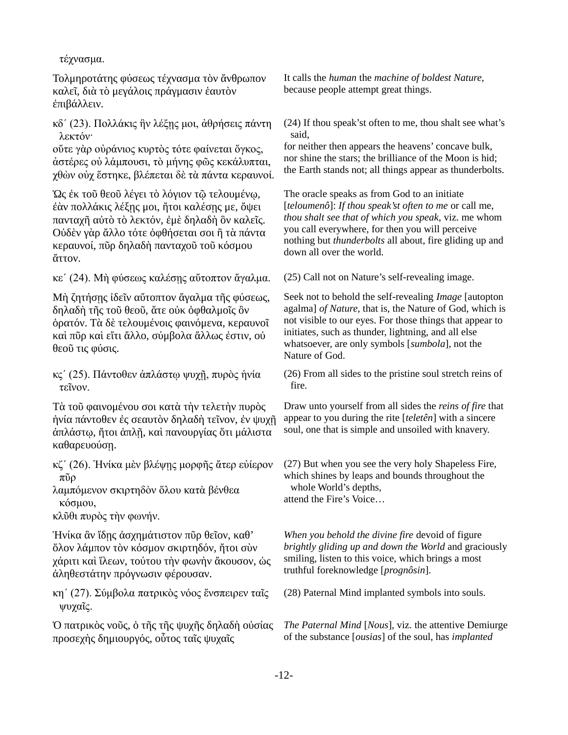τέχνασμα.

Τολμηροτάτης φύσεως τέχνασμα τὸν ἄνθρωπον καλεῖ, διὰ τὸ μεγάλοις πράγμασιν ἑαυτὸν ἐπιβάλλειν.

It calls the *human* the *machine of boldest Nature*, because people attempt great things.

κδ´ (23). Πολλάκις ἢν λέξῃς μοι, ἀθρήσεις πάντη λεκτόν·
οὔτε γὰρ οὐράνιος κυρτὸς τότε φαίνεται ὄγκος,
ἀστέρες οὐ λάμπουσι, τὸ μήνης φῶς κεκάλυπται,
χθὼν οὐχ ἕστηκε, βλέπεται δὲ τὰ πάντα κεραυνοί.

(24) If thou speak'st often to me, thou shalt see what's said,
for neither then appears the heavens' concave bulk,
nor shine the stars; the brilliance of the Moon is hid;
the Earth stands not; all things appear as thunderbolts.

Ὡς ἐκ τοῦ θεοῦ λέγει τὸ λόγιον τῷ τελουμένῳ, ἐὰν πολλάκις λέξῃς μοι, ἤτοι καλέσῃς με, ὄψει πανταχῇ αὐτὸ τὸ λεκτόν, ἐμὲ δηλαδὴ ὃν καλεῖς. Οὐδὲν γὰρ ἄλλο τότε ὀφθήσεταί σοι ἢ τὰ πάντα κεραυνοί, πῦρ δηλαδὴ πανταχοῦ τοῦ κόσμου ἆττον.

The oracle speaks as from God to an initiate [*teloumenô*]: *If thou speak'st often to me* or call me, *thou shalt see that of which you speak*, viz. me whom you call everywhere, for then you will perceive nothing but *thunderbolts* all about, fire gliding up and down all over the world.

κε´ (24). Μὴ φύσεως καλέσῃς αὔτοπτον ἄγαλμα.

(25) Call not on Nature's self-revealing image.

Μὴ ζητήσῃς ἰδεῖν αὔτοπτον ἄγαλμα τῆς φύσεως, δηλαδὴ τῆς τοῦ θεοῦ, ἅτε οὐκ ὀφθαλμοῖς ὂν ὁρατόν. Τὰ δὲ τελουμένοις φαινόμενα, κεραυνοὶ καὶ πῦρ καὶ εἴτι ἄλλο, σύμβολα ἄλλως ἐστιν, οὐ θεοῦ τις φύσις.

Seek not to behold the self-revealing *Image* [autopton agalma] *of Nature*, that is, the Nature of God, which is not visible to our eyes. For those things that appear to initiates, such as thunder, lightning, and all else whatsoever, are only symbols [*sumbola*], not the Nature of God.

κς´ (25). Πάντοθεν ἀπλάστῳ ψυχῇ, πυρὸς ἡνία τεῖνον.

(26) From all sides to the pristine soul stretch reins of fire.

Τὰ τοῦ φαινομένου σοι κατὰ τὴν τελετὴν πυρὸς ἡνία πάντοθεν ἐς σεαυτὸν δηλαδὴ τεῖνον, ἐν ψυχῇ ἀπλάστῳ, ἤτοι ἁπλῇ, καὶ πανουργίας ὅτι μάλιστα καθαρευούσῃ.

Draw unto yourself from all sides the *reins of fire* that appear to you during the rite [*teletên*] with a sincere soul, one that is simple and unsoiled with knavery.

κζ´ (26). Ἡνίκα μὲν βλέψῃς μορφῆς ἄτερ εὐίερον πῦρ
λαμπόμενον σκιρτηδὸν ὅλου κατὰ βένθεα κόσμου,
κλῦθι πυρὸς τὴν φωνήν.

(27) But when you see the very holy Shapeless Fire,
which shines by leaps and bounds throughout the whole World's depths,
attend the Fire's Voice…

Ἡνίκα ἂν ἴδῃς ἀσχημάτιστον πῦρ θεῖον, καθ' ὅλον λάμπον τὸν κόσμον σκιρτηδόν, ἤτοι σὺν χάριτι καὶ ἵλεων, τούτου τὴν φωνὴν ἄκουσον, ὡς ἀληθεστάτην πρόγνωσιν φέρουσαν.

*When you behold the divine fire* devoid of figure *brightly gliding up and down the World* and graciously smiling, listen to this voice, which brings a most truthful foreknowledge [*prognôsin*].

κη´ (27). Σύμβολα πατρικὸς νόος ἔνσπειρεν ταῖς ψυχαῖς.

(28) Paternal Mind implanted symbols into souls.

Ὁ πατρικὸς νοῦς, ὁ τῆς τῆς ψυχῆς δηλαδὴ οὐσίας προσεχὴς δημιουργός, οὗτος ταῖς ψυχαῖς

*The Paternal Mind* [*Nous*], viz. the attentive Demiurge of the substance [*ousias*] of the soul, has *implanted*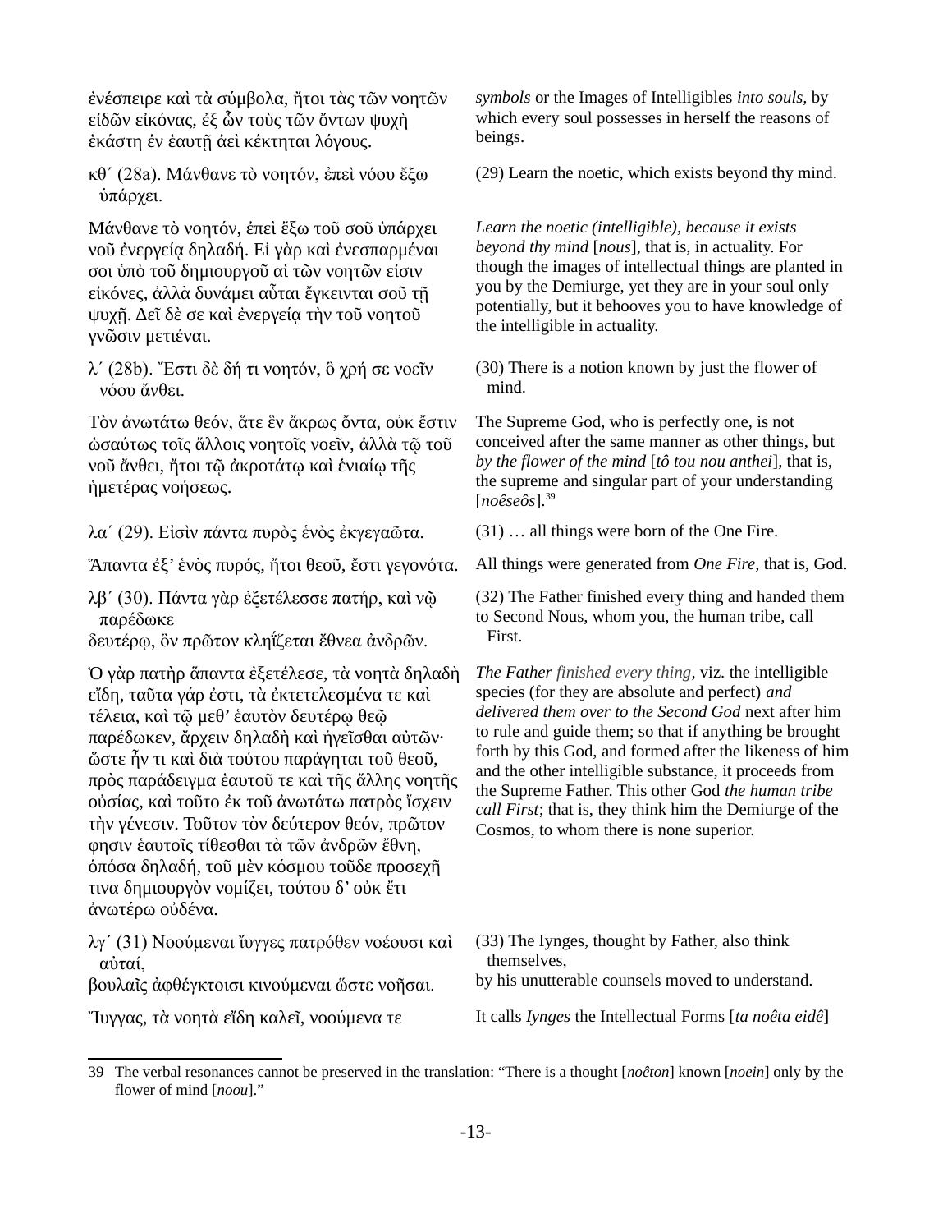ἐνέσπειρε καὶ τὰ σύμβολα, ἤτοι τὰς τῶν νοητῶν εἰδῶν εἰκόνας, ἐξ ὧν τοὺς τῶν ὄντων ψυχὴ ἑκάστη ἐν ἑαυτῇ ἀεὶ κέκτηται λόγους.

*symbols* or the Images of Intelligibles *into souls,* by which every soul possesses in herself the reasons of beings.

κθ΄ (28a). Μάνθανε τὸ νοητόν, ἐπεὶ νόου ἔξω ὑπάρχει.

(29) Learn the noetic, which exists beyond thy mind.

Μάνθανε τὸ νοητόν, ἐπεὶ ἔξω τοῦ σοῦ ὑπάρχει νοῦ ἐνεργείᾳ δηλαδή. Εἰ γὰρ καὶ ἐνεσπαρμέναι σοι ὑπὸ τοῦ δημιουργοῦ αἱ τῶν νοητῶν εἰσιν εἰκόνες, ἀλλὰ δυνάμει αὗται ἔγκεινται σοῦ τῇ ψυχῇ. Δεῖ δὲ σε καὶ ἐνεργείᾳ τὴν τοῦ νοητοῦ γνῶσιν μετιέναι.

*Learn the noetic (intelligible), because it exists beyond thy mind* [*nous*], that is, in actuality. For though the images of intellectual things are planted in you by the Demiurge, yet they are in your soul only potentially, but it behooves you to have knowledge of the intelligible in actuality.

λ΄ (28b). Ἔστι δὲ δή τι νοητόν, ὃ χρή σε νοεῖν νόου ἄνθει.

(30) There is a notion known by just the flower of mind.

Τὸν ἀνωτάτω θεόν, ἅτε ἓν ἄκρως ὄντα, οὐκ ἔστιν ὡσαύτως τοῖς ἄλλοις νοητοῖς νοεῖν, ἀλλὰ τῷ τοῦ νοῦ ἄνθει, ἤτοι τῷ ἀκροτάτῳ καὶ ἑνιαίῳ τῆς ἡμετέρας νοήσεως.

The Supreme God, who is perfectly one, is not conceived after the same manner as other things, but *by the flower of the mind* [*tô tou nou anthei*], that is, the supreme and singular part of your understanding [*noêseôs*].[39]

λα΄ (29). Εἰσὶν πάντα πυρὸς ἑνὸς ἐκγεγαῶτα.

(31) … all things were born of the One Fire.

Ἅπαντα ἐξ' ἑνὸς πυρός, ἤτοι θεοῦ, ἔστι γεγονότα.

All things were generated from *One Fire*, that is, God.

λβ΄ (30). Πάντα γὰρ ἐξετέλεσσε πατήρ, καὶ νῷ παρέδωκε
δευτέρῳ, ὃν πρῶτον κληΐζεται ἔθνεα ἀνδρῶν.

(32) The Father finished every thing and handed them to Second Nous, whom you, the human tribe, call First.

Ὁ γὰρ πατὴρ ἅπαντα ἐξετέλεσε, τὰ νοητὰ δηλαδὴ εἴδη, ταῦτα γάρ ἐστι, τὰ ἐκτετελεσμένα τε καὶ τέλεια, καὶ τῷ μεθ' ἑαυτὸν δευτέρῳ θεῷ παρέδωκεν, ἄρχειν δηλαδὴ καὶ ἡγεῖσθαι αὐτῶν· ὥστε ἦν τι καὶ διὰ τούτου παράγηται τοῦ θεοῦ, πρὸς παράδειγμα ἑαυτοῦ τε καὶ τῆς ἄλλης νοητῆς οὐσίας, καὶ τοῦτο ἐκ τοῦ ἀνωτάτω πατρὸς ἴσχειν τὴν γένεσιν. Τοῦτον τὸν δεύτερον θεόν, πρῶτον φησιν ἑαυτοῖς τίθεσθαι τὰ τῶν ἀνδρῶν ἔθνη, ὁπόσα δηλαδή, τοῦ μὲν κόσμου τοῦδε προσεχῆ τινα δημιουργὸν νομίζει, τούτου δ' οὐκ ἔτι ἀνωτέρω οὐδένα.

*The Father finished every thing*, viz. the intelligible species (for they are absolute and perfect) *and delivered them over to the Second God* next after him to rule and guide them; so that if anything be brought forth by this God, and formed after the likeness of him and the other intelligible substance, it proceeds from the Supreme Father. This other God *the human tribe call First*; that is, they think him the Demiurge of the Cosmos, to whom there is none superior.

λγ΄ (31) Νοούμεναι ἴυγγες πατρόθεν νοέουσι καὶ αὐταί,
βουλαῖς ἀφθέγκτοισι κινούμεναι ὥστε νοῆσαι.

(33) The Iynges, thought by Father, also think themselves,
by his unutterable counsels moved to understand.

Ἴυγγας, τὰ νοητὰ εἴδη καλεῖ, νοούμενα τε

It calls *Iynges* the Intellectual Forms [*ta noêta eidê*]

---

39 The verbal resonances cannot be preserved in the translation: "There is a thought [*noêton*] known [*noein*] only by the flower of mind [*noou*]."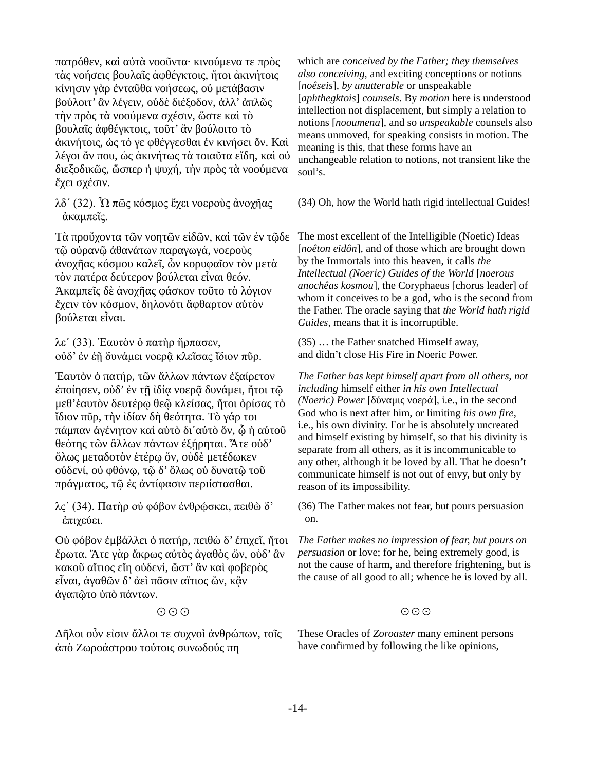πατρόθεν, καὶ αὐτὰ νοοῦντα· κινούμενα τε πρὸς τὰς νοήσεις βουλαῖς ἀφθέγκτοις, ἤτοι ἀκινήτοις κίνησιν γὰρ ἐνταῦθα νοήσεως, οὐ μετάβασιν βούλοιτ' ἂν λέγειν, οὐδὲ διέξοδον, ἀλλ' ἁπλῶς τὴν πρὸς τὰ νοούμενα σχέσιν, ὥστε καὶ τὸ βουλαῖς ἀφθέγκτοις, τοῦτ' ἂν βούλοιτο τὸ ἀκινήτοις, ὡς τό γε φθέγγεσθαι ἐν κινήσει ὄν. Καὶ λέγοι ἄν που, ὡς ἀκινήτως τὰ τοιαῦτα εἴδη, καὶ οὐ διεξοδικῶς, ὥσπερ ἡ ψυχή, τὴν πρὸς τὰ νοούμενα ἔχει σχέσιν.

which are *conceived by the Father; they themselves also conceiving,* and exciting conceptions or notions [*noêseis*], *by unutterable* or unspeakable [*aphthegktois*] *counsels*. By *motion* here is understood intellection not displacement, but simply a relation to notions [*nooumena*], and so *unspeakable* counsels also means unmoved, for speaking consists in motion. The meaning is this, that these forms have an unchangeable relation to notions, not transient like the soul's.

λδ´ (32). Ὢ πῶς κόσμος ἔχει νοεροὺς ἀνοχῆας ἀκαμπεῖς.

(34) Oh, how the World hath rigid intellectual Guides!

Τὰ προὔχοντα τῶν νοητῶν εἰδῶν, καὶ τῶν ἐν τῷδε τῷ οὐρανῷ ἀθανάτων παραγωγά, νοεροὺς ἀνοχῆας κόσμου καλεῖ, ὧν κορυφαῖον τὸν μετὰ τὸν πατέρα δεύτερον βούλεται εἶναι θεόν. Ἀκαμπεῖς δὲ ἀνοχῆας φάσκον τοῦτο τὸ λόγιον ἔχειν τὸν κόσμον, δηλονότι ἄφθαρτον αὐτὸν βούλεται εἶναι.

The most excellent of the Intelligible (Noetic) Ideas [*noêton eidôn*], and of those which are brought down by the Immortals into this heaven, it calls *the Intellectual (Noeric) Guides of the World* [*noerous anochêas kosmou*], the Coryphaeus [chorus leader] of whom it conceives to be a god, who is the second from the Father. The oracle saying that *the World hath rigid Guides*, means that it is incorruptible.

λε´ (33). Ἑαυτὸν ὁ πατὴρ ἥρπασεν,
οὐδ' ἐν ἑῇ δυνάμει νοερᾷ κλεῖσας ἴδιον πῦρ.

(35) … the Father snatched Himself away,
and didn't close His Fire in Noeric Power.

Ἑαυτὸν ὁ πατήρ, τῶν ἄλλων πάντων ἐξαίρετον ἐποίησεν, οὐδ' ἐν τῇ ἰδίᾳ νοερᾷ δυνάμει, ἤτοι τῷ μεθ'ἑαυτὸν δευτέρῳ θεῷ κλείσας, ἤτοι ὁρίσας τὸ ἴδιον πῦρ, τὴν ἰδίαν δὴ θεότητα. Τὸ γάρ τοι πάμπαν ἀγένητον καὶ αὐτὸ δι᾽αὐτὸ ὄν, ᾧ ἡ αὐτοῦ θεότης τῶν ἄλλων πάντων ἐξήρηται. Ἅτε οὐδ' ὅλως μεταδοτὸν ἑτέρῳ ὄν, οὐδὲ μετέδωκεν οὐδενί, οὐ φθόνῳ, τῷ δ' ὅλως οὐ δυνατῷ τοῦ πράγματος, τῷ ἐς ἀντίφασιν περιίστασθαι.

*The Father has kept himself apart from all others, not including* himself either *in his own Intellectual (Noeric) Power* [δύναμις νοερά], i.e., in the second God who is next after him, or limiting *his own fire*, i.e., his own divinity. For he is absolutely uncreated and himself existing by himself, so that his divinity is separate from all others, as it is incommunicable to any other, although it be loved by all. That he doesn't communicate himself is not out of envy, but only by reason of its impossibility.

λϛ´ (34). Πατὴρ οὐ φόβον ἐνθρῴσκει, πειθὼ δ' ἐπιχεύει.

(36) The Father makes not fear, but pours persuasion on.

Οὐ φόβον ἐμβάλλει ὁ πατήρ, πειθὼ δ' ἐπιχεῖ, ἤτοι ἔρωτα. Ἅτε γὰρ ἄκρως αὐτὸς ἀγαθὸς ὤν, οὐδ' ἂν κακοῦ αἴτιος εἴη οὐδενί, ὥστ' ἂν καὶ φοβερὸς εἶναι, ἀγαθῶν δ' ἀεὶ πᾶσιν αἴτιος ὢν, κἂν ἀγαπῷτο ὑπὸ πάντων.

*The Father makes no impression of fear, but pours on persuasion* or love; for he, being extremely good, is not the cause of harm, and therefore frightening, but is the cause of all good to all; whence he is loved by all.

⊙⊙⊙

Δῆλοι οὖν εἰσιν ἄλλοι τε συχνοὶ ἀνθρώπων, τοῖς ἀπὸ Ζωροάστρου τούτοις συνῳδούς πη

These Oracles of *Zoroaster* many eminent persons have confirmed by following the like opinions,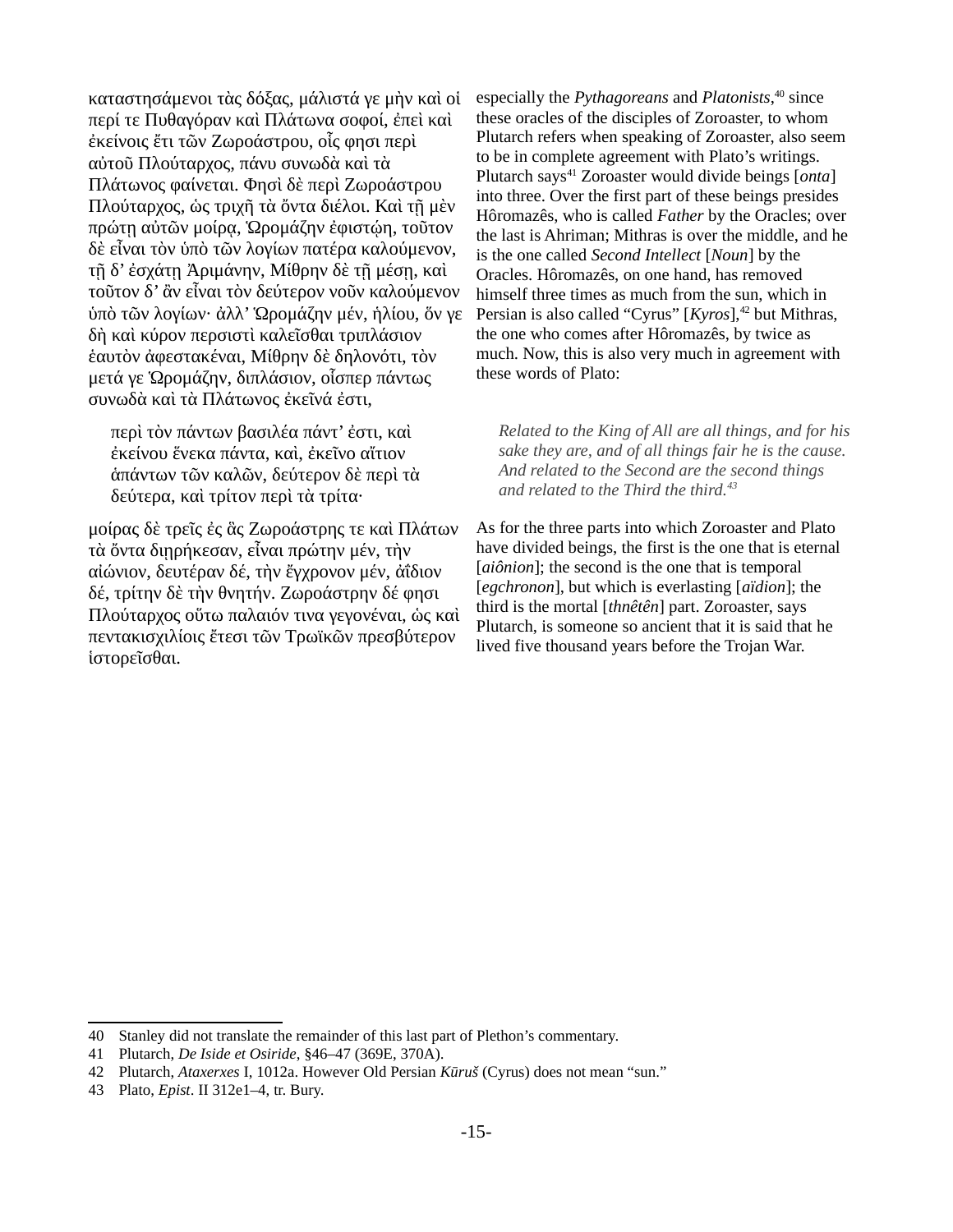καταστησάμενοι τὰς δόξας, μάλιστά γε μὴν καὶ οἱ περί τε Πυθαγόραν καὶ Πλάτωνα σοφοί, ἐπεὶ καὶ ἐκείνοις ἔτι τῶν Ζωροάστρου, οἷς φησι περὶ αὐτοῦ Πλούταρχος, πάνυ συνωδὰ καὶ τὰ Πλάτωνος φαίνεται. Φησὶ δὲ περὶ Ζωροάστρου Πλούταρχος, ὡς τριχῇ τὰ ὄντα διέλοι. Καὶ τῇ μὲν πρώτῃ αὐτῶν μοίρᾳ, Ὡρομάζην ἐφιστῴη, τοῦτον δὲ εἶναι τὸν ὑπὸ τῶν λογίων πατέρα καλούμενον, τῇ δ' ἐσχάτῃ Ἀριμάνην, Μίθρην δὲ τῇ μέσῃ, καὶ τοῦτον δ' ἂν εἶναι τὸν δεύτερον νοῦν καλούμενον ὑπὸ τῶν λογίων· ἀλλ' Ὡρομάζην μέν, ἡλίου, ὅν γε δὴ καὶ κύρον περσιστὶ καλεῖσθαι τριπλάσιον ἑαυτὸν ἀφεστακέναι, Μίθρην δὲ δηλονότι, τὸν μετά γε Ὡρομάζην, διπλάσιον, οἷσπερ πάντως συνωδὰ καὶ τὰ Πλάτωνος ἐκεῖνά ἐστι,

> περὶ τὸν πάντων βασιλέα πάντ' ἐστι, καὶ ἐκείνου ἕνεκα πάντα, καὶ, ἐκεῖνο αἴτιον ἁπάντων τῶν καλῶν, δεύτερον δὲ περὶ τὰ δεύτερα, καὶ τρίτον περὶ τὰ τρίτα·

μοίρας δὲ τρεῖς ἐς ἃς Ζωροάστρης τε καὶ Πλάτων τὰ ὄντα διῃρήκεσαν, εἶναι πρώτην μέν, τὴν αἰώνιον, δευτέραν δέ, τὴν ἔγχρονον μέν, ἀΐδιον δέ, τρίτην δὲ τὴν θνητήν. Ζωροάστρην δέ φησι Πλούταρχος οὕτω παλαιόν τινα γεγονέναι, ὡς καὶ πεντακισχιλίοις ἔτεσι τῶν Τρωϊκῶν πρεσβύτερον ἱστορεῖσθαι.

especially the *Pythagoreans* and *Platonists*,[40] since these oracles of the disciples of Zoroaster, to whom Plutarch refers when speaking of Zoroaster, also seem to be in complete agreement with Plato's writings. Plutarch says[41] Zoroaster would divide beings [*onta*] into three. Over the first part of these beings presides Hôromazês, who is called *Father* by the Oracles; over the last is Ahriman; Mithras is over the middle, and he is the one called *Second Intellect* [*Noun*] by the Oracles. Hôromazês, on one hand, has removed himself three times as much from the sun, which in Persian is also called "Cyrus" [*Kyros*],[42] but Mithras, the one who comes after Hôromazês, by twice as much. Now, this is also very much in agreement with these words of Plato:

> *Related to the King of All are all things, and for his sake they are, and of all things fair he is the cause. And related to the Second are the second things and related to the Third the third.*[43]

As for the three parts into which Zoroaster and Plato have divided beings, the first is the one that is eternal [*aiônion*]; the second is the one that is temporal [*egchronon*], but which is everlasting [*aïdion*]; the third is the mortal [*thnêtên*] part. Zoroaster, says Plutarch, is someone so ancient that it is said that he lived five thousand years before the Trojan War.

---

40 Stanley did not translate the remainder of this last part of Plethon's commentary.

41 Plutarch, *De Iside et Osiride*, §46–47 (369E, 370A).

42 Plutarch, *Ataxerxes* I, 1012a. However Old Persian *Kūruš* (Cyrus) does not mean "sun."

43 Plato, *Epist*. II 312e1–4, tr. Bury.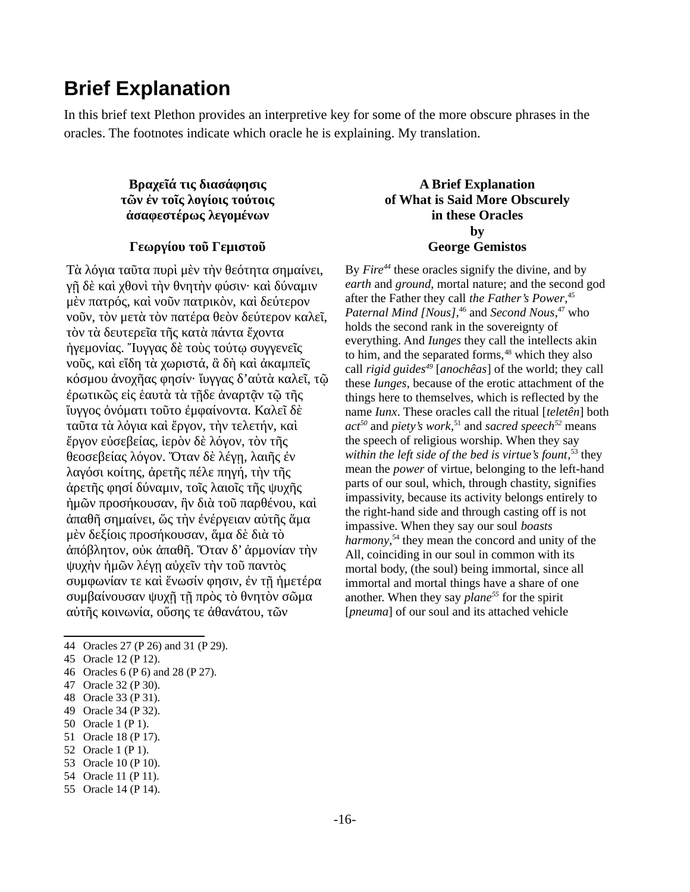## Brief Explanation

In this brief text Plethon provides an interpretive key for some of the more obscure phrases in the oracles. The footnotes indicate which oracle he is explaining. My translation.

**Βραχεῖά τις διασάφησις τῶν ἐν τοῖς λογίοις τούτοις ἀσαφεστέρως λεγομένων**

**Γεωργίου τοῦ Γεμιστοῦ**

Τὰ λόγια ταῦτα πυρὶ μὲν τὴν θεότητα σημαίνει, γῇ δὲ καὶ χθονὶ τὴν θνητὴν φύσιν· καὶ δύναμιν μὲν πατρός, καὶ νοῦν πατρικὸν, καὶ δεύτερον νοῦν, τὸν μετὰ τὸν πατέρα θεὸν δεύτερον καλεῖ, τὸν τὰ δευτερεῖα τῆς κατὰ πάντα ἔχοντα ἡγεμονίας. Ἴυγγας δὲ τοὺς τούτῳ συγγενεῖς νοῦς, καὶ εἴδη τὰ χωριστά, ἃ δὴ καὶ ἀκαμπεῖς κόσμου ἀνοχῆας φησίν· ἴυγγας δ'αὐτὰ καλεῖ, τῷ ἐρωτικῶς εἰς ἑαυτὰ τὰ τῇδε ἀναρτᾶν τῷ τῆς ἴυγγος ὀνόματι τοῦτο ἐμφαίνοντα. Καλεῖ δὲ ταῦτα τὰ λόγια καὶ ἔργον, τὴν τελετήν, καὶ ἔργον εὐσεβείας, ἱερὸν δὲ λόγον, τὸν τῆς θεοσεβείας λόγον. Ὅταν δὲ λέγῃ, λαιῆς ἐν λαγόσι κοίτης, ἀρετῆς πέλε πηγή, τὴν τῆς ἀρετῆς φησί δύναμιν, τοῖς λαιοῖς τῆς ψυχῆς ἡμῶν προσήκουσαν, ἣν διὰ τοῦ παρθένου, καὶ ἀπαθῆ σημαίνει, ὥς τὴν ἐνέργειαν αὐτῆς ἅμα μὲν δεξίοις προσήκουσαν, ἅμα δὲ διὰ τὸ ἀπόβλητον, οὐκ ἀπαθῆ. Ὅταν δ' ἁρμονίαν τὴν ψυχὴν ἡμῶν λέγῃ αὐχεῖν τὴν τοῦ παντὸς συμφωνίαν τε καὶ ἕνωσίν φησιν, ἐν τῇ ἡμετέρα συμβαίνουσαν ψυχῇ τῇ πρὸς τὸ θνητὸν σῶμα αὐτῆς κοινωνία, οὔσης τε ἀθανάτου, τῶν

**A Brief Explanation of What is Said More Obscurely in these Oracles by George Gemistos**

By *Fire*[44] these oracles signify the divine, and by *earth* and *ground*, mortal nature; and the second god after the Father they call *the Father's Power*,[45] *Paternal Mind [Nous]*,[46] and *Second Nous*,[47] who holds the second rank in the sovereignty of everything. And *Iunges* they call the intellects akin to him, and the separated forms,[48] which they also call *rigid guides*[49] [*anochêas*] of the world; they call these *Iunges*, because of the erotic attachment of the things here to themselves, which is reflected by the name *Iunx*. These oracles call the ritual [*teletên*] both *act*[50] and *piety's work*,[51] and *sacred speech*[52] means the speech of religious worship. When they say *within the left side of the bed is virtue's fount*,[53] they mean the *power* of virtue, belonging to the left-hand parts of our soul, which, through chastity, signifies impassivity, because its activity belongs entirely to the right-hand side and through casting off is not impassive. When they say our soul *boasts harmony*,[54] they mean the concord and unity of the All, coinciding in our soul in common with its mortal body, (the soul) being immortal, since all immortal and mortal things have a share of one another. When they say *plane*[55] for the spirit [*pneuma*] of our soul and its attached vehicle

---

44 Oracles 27 (P 26) and 31 (P 29).
45 Oracle 12 (P 12).
46 Oracles 6 (P 6) and 28 (P 27).
47 Oracle 32 (P 30).
48 Oracle 33 (P 31).
49 Oracle 34 (P 32).
50 Oracle 1 (P 1).
51 Oracle 18 (P 17).
52 Oracle 1 (P 1).
53 Oracle 10 (P 10).
54 Oracle 11 (P 11).
55 Oracle 14 (P 14).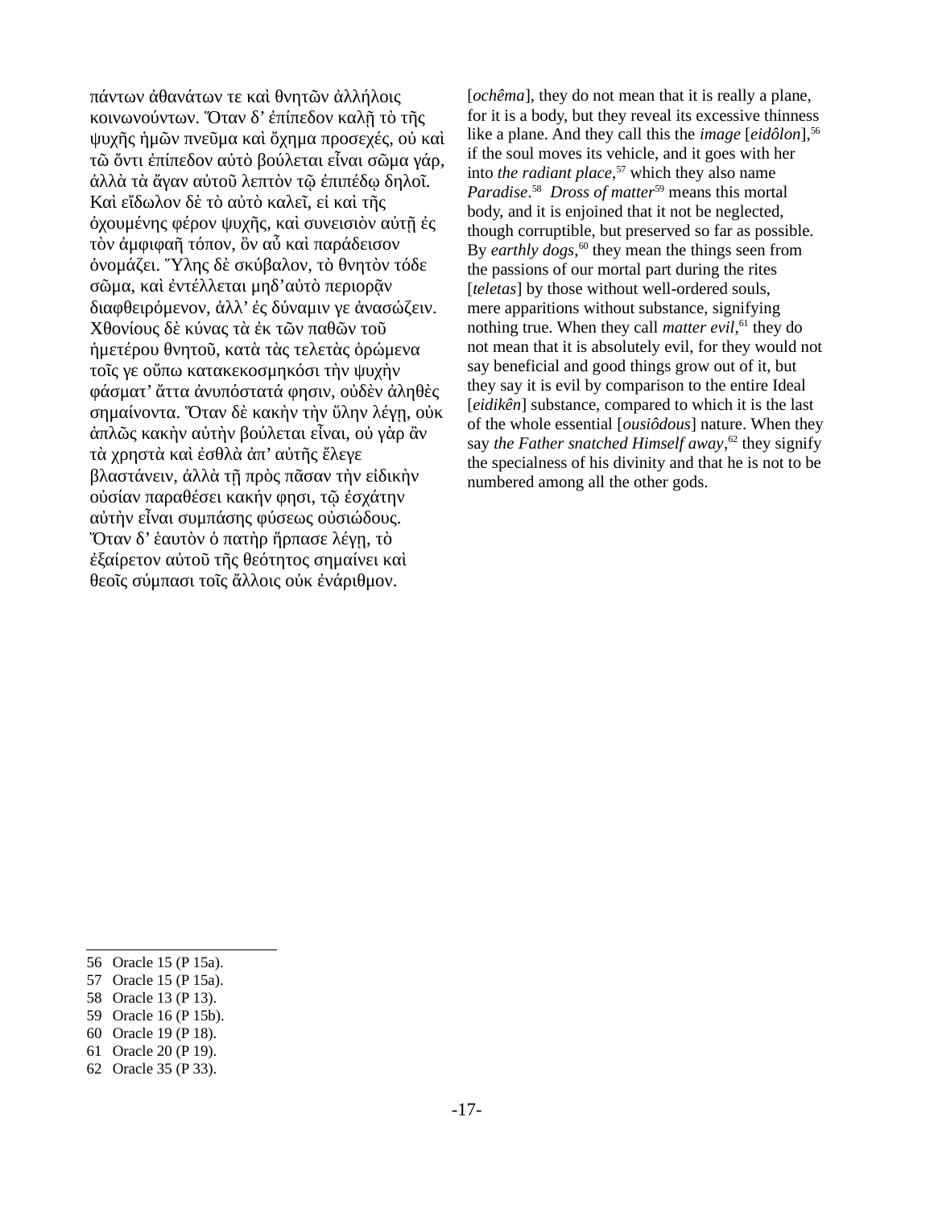πάντων ἀθανάτων τε καὶ θνητῶν ἀλλήλοις κοινωνούντων. Ὅταν δ' ἐπίπεδον καλῇ τὸ τῆς ψυχῆς ἡμῶν πνεῦμα καὶ ὄχημα προσεχές, οὐ καὶ τῷ ὄντι ἐπίπεδον αὐτὸ βούλεται εἶναι σῶμα γάρ, ἀλλὰ τὰ ἄγαν αὐτοῦ λεπτὸν τῷ ἐπιπέδῳ δηλοῖ. Καὶ εἴδωλον δὲ τὸ αὐτὸ καλεῖ, εἰ καὶ τῆς ὀχουμένης φέρον ψυχῆς, καὶ συνεισιὸν αὐτῇ ἐς τὸν ἀμφιφαῆ τόπον, ὃν αὖ καὶ παράδεισον ὀνομάζει. Ὕλης δὲ σκύβαλον, τὸ θνητὸν τόδε σῶμα, καὶ ἐντέλλεται μηδ'αὐτὸ περιορᾷν διαφθειρόμενον, ἀλλ' ἐς δύναμιν γε ἀνασώζειν. Χθονίους δὲ κύνας τὰ ἐκ τῶν παθῶν τοῦ ἡμετέρου θνητοῦ, κατὰ τὰς τελετὰς ὁρώμενα τοῖς γε οὔπω κατακεκοσμηκόσι τὴν ψυχὴν φάσματ' ἄττα ἀνυπόστατά φησιν, οὐδὲν ἀληθὲς σημαίνοντα. Ὅταν δὲ κακὴν τὴν ὕλην λέγῃ, οὐκ ἁπλῶς κακὴν αὐτὴν βούλεται εἶναι, οὐ γὰρ ἂν τὰ χρηστὰ καὶ ἐσθλὰ ἀπ' αὐτῆς ἔλεγε βλαστάνειν, ἀλλὰ τῇ πρὸς πᾶσαν τὴν εἰδικὴν οὐσίαν παραθέσει κακήν φησι, τῷ ἐσχάτην αὐτὴν εἶναι συμπάσης φύσεως οὐσιώδους. Ὅταν δ' ἑαυτὸν ὁ πατὴρ ἥρπασε λέγῃ, τὸ ἐξαίρετον αὐτοῦ τῆς θεότητος σημαίνει καὶ θεοῖς σύμπασι τοῖς ἄλλοις οὐκ ἐνάριθμον.

[*ochêma*], they do not mean that it is really a plane, for it is a body, but they reveal its excessive thinness like a plane. And they call this the *image* [*eidôlon*],[56] if the soul moves its vehicle, and it goes with her into *the radiant place*,[57] which they also name *Paradise*.[58] *Dross of matter*[59] means this mortal body, and it is enjoined that it not be neglected, though corruptible, but preserved so far as possible. By *earthly dogs*,[60] they mean the things seen from the passions of our mortal part during the rites [*teletas*] by those without well-ordered souls, mere apparitions without substance, signifying nothing true. When they call *matter evil*,[61] they do not mean that it is absolutely evil, for they would not say beneficial and good things grow out of it, but they say it is evil by comparison to the entire Ideal [*eidikên*] substance, compared to which it is the last of the whole essential [*ousiôdous*] nature. When they say *the Father snatched Himself away*,[62] they signify the specialness of his divinity and that he is not to be numbered among all the other gods.

---

56 Oracle 15 (P 15a).
57 Oracle 15 (P 15a).
58 Oracle 13 (P 13).
59 Oracle 16 (P 15b).
60 Oracle 19 (P 18).
61 Oracle 20 (P 19).
62 Oracle 35 (P 33).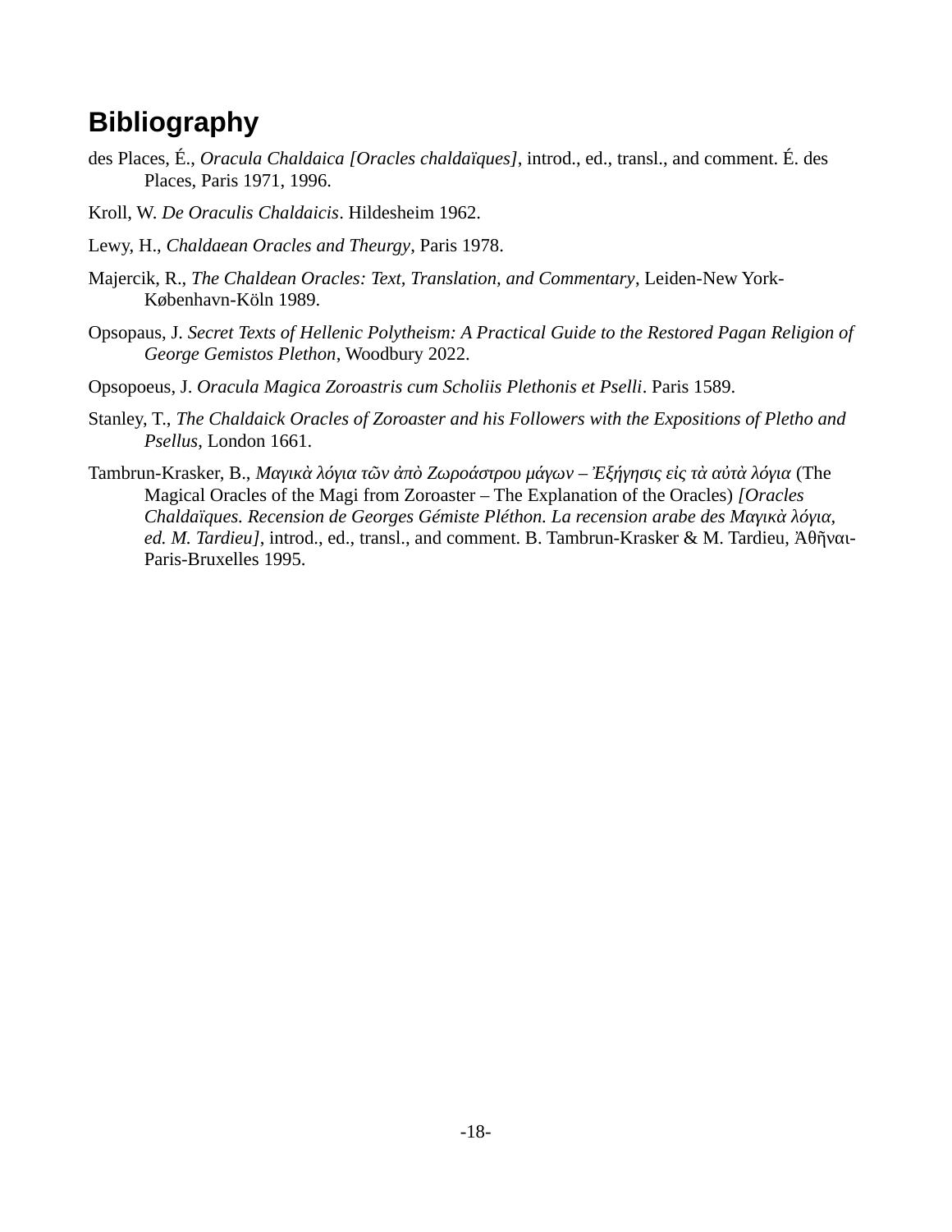## Bibliography

des Places, É., *Oracula Chaldaica [Oracles chaldaïques]*, introd., ed., transl., and comment. É. des Places, Paris 1971, 1996.

Kroll, W. *De Oraculis Chaldaicis*. Hildesheim 1962.

Lewy, H., *Chaldaean Oracles and Theurgy*, Paris 1978.

Majercik, R., *The Chaldean Oracles: Text, Translation, and Commentary*, Leiden-New York-København-Köln 1989.

Opsopaus, J. *Secret Texts of Hellenic Polytheism: A Practical Guide to the Restored Pagan Religion of George Gemistos Plethon*, Woodbury 2022.

Opsopoeus, J. *Oracula Magica Zoroastris cum Scholiis Plethonis et Pselli*. Paris 1589.

Stanley, T., *The Chaldaick Oracles of Zoroaster and his Followers with the Expositions of Pletho and Psellus*, London 1661.

Tambrun-Krasker, B., *Μαγικὰ λόγια τῶν ἀπὸ Ζωροάστρου μάγων – Ἐξήγησις εἰς τὰ αὐτὰ λόγια* (The Magical Oracles of the Magi from Zoroaster – The Explanation of the Oracles) *[Oracles Chaldaïques. Recension de Georges Gémiste Pléthon. La recension arabe des Μαγικὰ λόγια, ed. M. Tardieu]*, introd., ed., transl., and comment. B. Tambrun-Krasker & M. Tardieu, Ἀθῆναι-Paris-Bruxelles 1995.